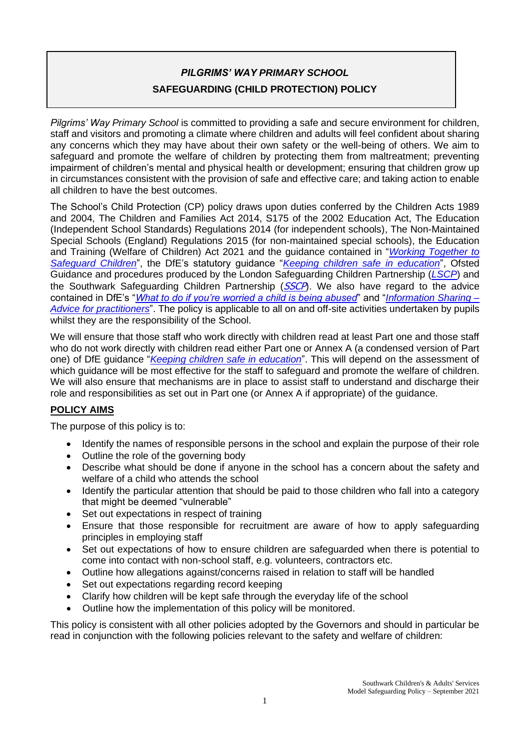# *PILGRIMS' WAY PRIMARY SCHOOL*

## SAFEGUARDING (CHILD PROTECTION) POLICY

*Pilgrims' Way Primary School* is committed to providing a safe and secure environment for children, staff and visitors and promoting a climate where children and adults will feel confident about sharing any concerns which they may have about their own safety or the well-being of others. We aim to safeguard and promote the welfare of children by protecting them from maltreatment; preventing impairment of children's mental and physical health or development; ensuring that children grow up in circumstances consistent with the provision of safe and effective care; and taking action to enable all children to have the best outcomes.

The School's Child Protection (CP) policy draws upon duties conferred by the Children Acts 1989 and 2004, The Children and Families Act 2014, S175 of the 2002 Education Act, The Education (Independent School Standards) Regulations 2014 (for independent schools), The Non-Maintained Special Schools (England) Regulations 2015 (for non-maintained special schools), the Education and Training (Welfare of Children) Act 2021 and the guidance contained in "*Working Together to Safeguard Children*", the DfE's statutory guidance "*Keeping children safe in education*", Ofsted Guidance and procedures produced by the London Safeguarding Children Partnership (*LSCP*) and the Southwark Safeguarding Children Partnership (*SSCP*). We also have regard to the advice contained in DfE's "*What to do if you're worried a child is being abused*" and "*Information Sharing – Advice for practitioners*". The policy is applicable to all on and off-site activities undertaken by pupils whilst they are the responsibility of the School.

We will ensure that those staff who work directly with children read at least Part one and those staff who do not work directly with children read either Part one or Annex A (a condensed version of Part one) of DfE guidance "*Keeping children safe in education*". This will depend on the assessment of which guidance will be most effective for the staff to safeguard and promote the welfare of children. We will also ensure that mechanisms are in place to assist staff to understand and discharge their role and responsibilities as set out in Part one (or Annex A if appropriate) of the guidance.

### POLICY AIMS

The purpose of this policy is to:

- Identify the names of responsible persons in the school and explain the purpose of their role
- Outline the role of the governing body
- Describe what should be done if anyone in the school has a concern about the safety and welfare of a child who attends the school
- Identify the particular attention that should be paid to those children who fall into a category that might be deemed "vulnerable"
- Set out expectations in respect of training
- Ensure that those responsible for recruitment are aware of how to apply safeguarding principles in employing staff
- Set out expectations of how to ensure children are safeguarded when there is potential to come into contact with non-school staff, e.g. volunteers, contractors etc.
- Outline how allegations against/concerns raised in relation to staff will be handled
- Set out expectations regarding record keeping
- Clarify how children will be kept safe through the everyday life of the school
- Outline how the implementation of this policy will be monitored.

This policy is consistent with all other policies adopted by the Governors and should in particular be read in conjunction with the following policies relevant to the safety and welfare of children: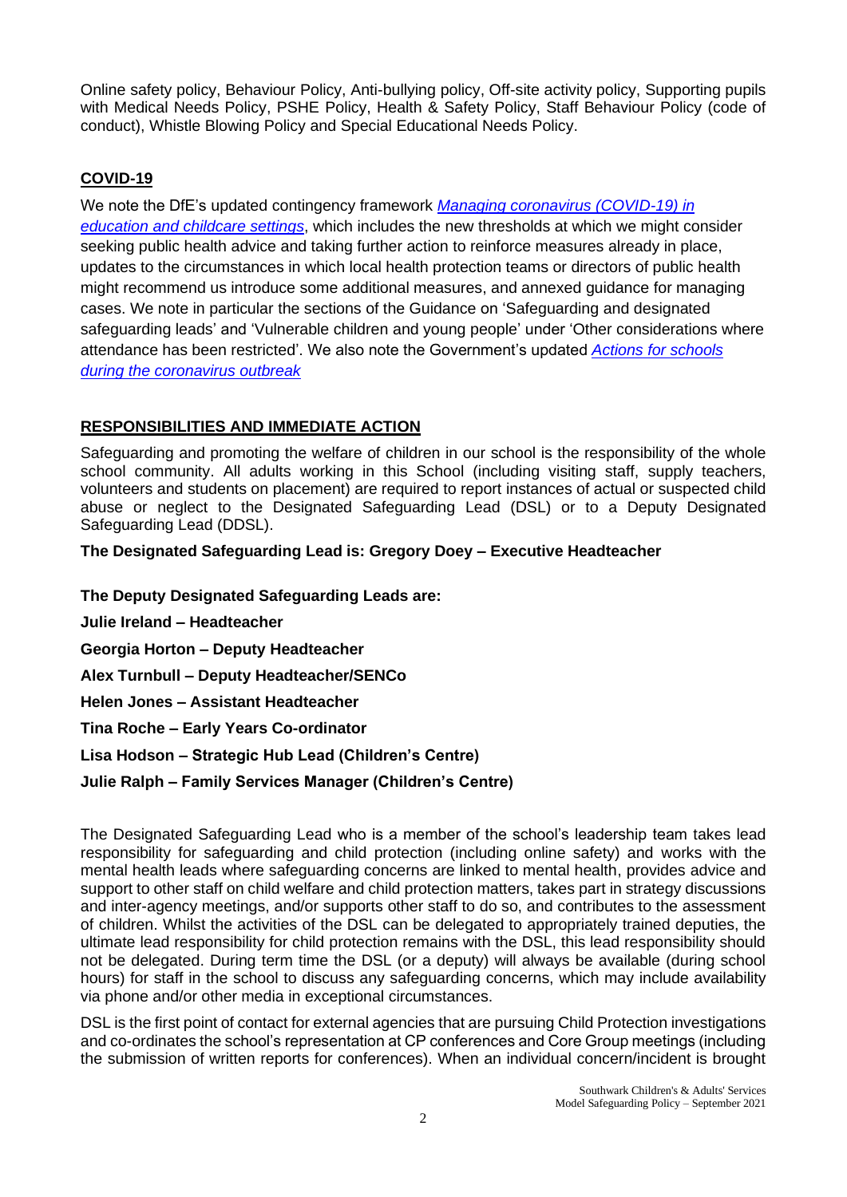Online safety policy, Behaviour Policy, Anti-bullying policy, Off-site activity policy, Supporting pupils with Medical Needs Policy, PSHE Policy, Health & Safety Policy, Staff Behaviour Policy (code of conduct), Whistle Blowing Policy and Special Educational Needs Policy.

## COVID-19

We note the DfE's updated contingency framework *[Managing coronavirus (COVID-19) in education and childcare settings](#)*, which includes the new thresholds at which we might consider seeking public health advice and taking further action to reinforce measures already in place, updates to the circumstances in which local health protection teams or directors of public health might recommend us introduce some additional measures, and annexed guidance for managing cases. We note in particular the sections of the Guidance on 'Safeguarding and designated safeguarding leads' and 'Vulnerable children and young people' under 'Other considerations where attendance has been restricted'. We also note the Government's updated *[Actions for schools during the coronavirus outbreak](#)*

## RESPONSIBILITIES AND IMMEDIATE ACTION

Safeguarding and promoting the welfare of children in our school is the responsibility of the whole school community. All adults working in this School (including visiting staff, supply teachers, volunteers and students on placement) are required to report instances of actual or suspected child abuse or neglect to the Designated Safeguarding Lead (DSL) or to a Deputy Designated Safeguarding Lead (DDSL).

**The Designated Safeguarding Lead is: Gregory Doey – Executive Headteacher**

**The Deputy Designated Safeguarding Leads are:**

**Julie Ireland – Headteacher**

**Georgia Horton – Deputy Headteacher**

**Alex Turnbull – Deputy Headteacher/SENCo**

**Helen Jones – Assistant Headteacher**

**Tina Roche – Early Years Co-ordinator**

**Lisa Hodson – Strategic Hub Lead (Children's Centre)**

**Julie Ralph – Family Services Manager (Children's Centre)**

The Designated Safeguarding Lead who is a member of the school's leadership team takes lead responsibility for safeguarding and child protection (including online safety) and works with the mental health leads where safeguarding concerns are linked to mental health, provides advice and support to other staff on child welfare and child protection matters, takes part in strategy discussions and inter-agency meetings, and/or supports other staff to do so, and contributes to the assessment of children. Whilst the activities of the DSL can be delegated to appropriately trained deputies, the ultimate lead responsibility for child protection remains with the DSL, this lead responsibility should not be delegated. During term time the DSL (or a deputy) will always be available (during school hours) for staff in the school to discuss any safeguarding concerns, which may include availability via phone and/or other media in exceptional circumstances.

DSL is the first point of contact for external agencies that are pursuing Child Protection investigations and co-ordinates the school's representation at CP conferences and Core Group meetings (including the submission of written reports for conferences). When an individual concern/incident is brought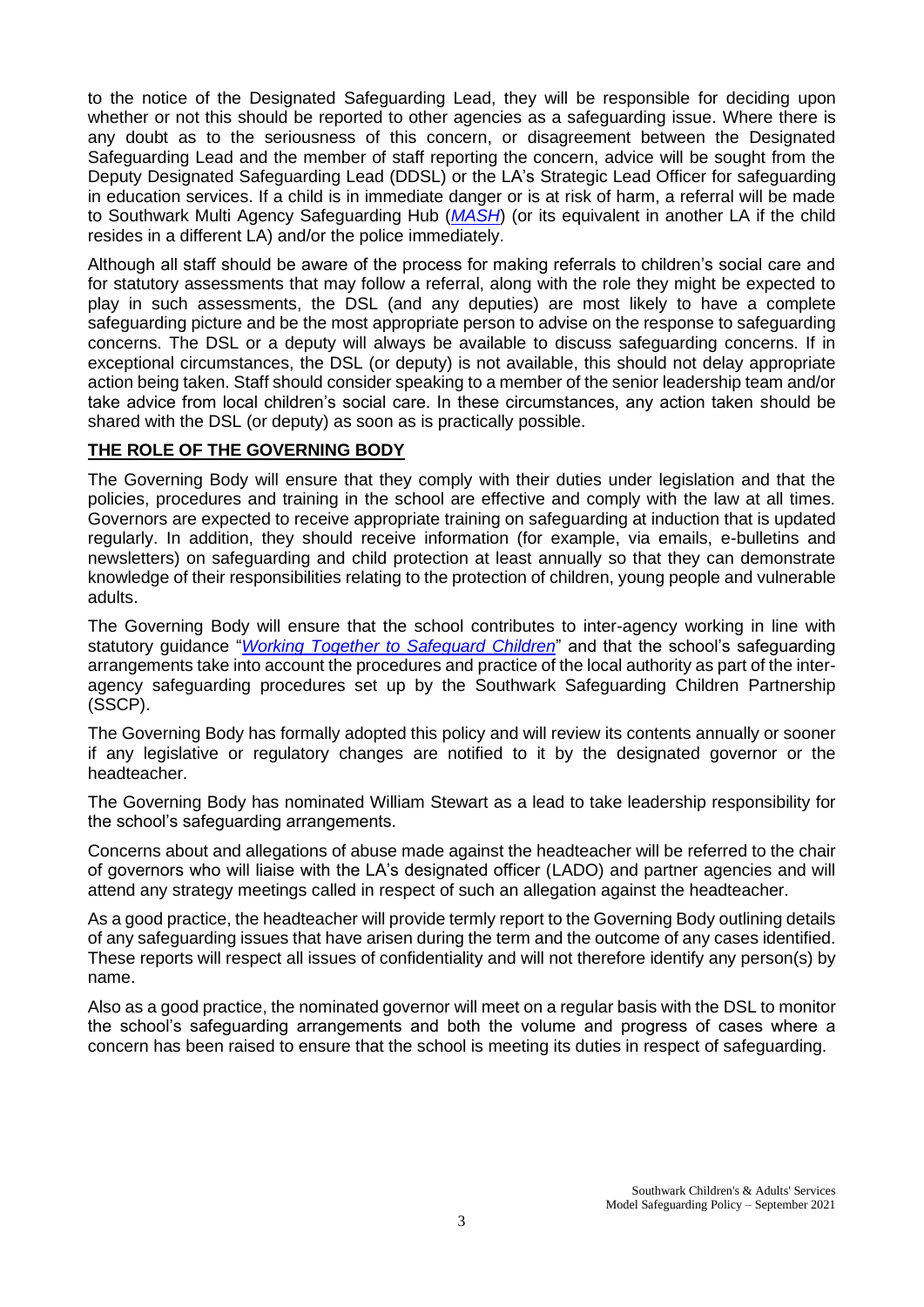to the notice of the Designated Safeguarding Lead, they will be responsible for deciding upon whether or not this should be reported to other agencies as a safeguarding issue. Where there is any doubt as to the seriousness of this concern, or disagreement between the Designated Safeguarding Lead and the member of staff reporting the concern, advice will be sought from the Deputy Designated Safeguarding Lead (DDSL) or the LA's Strategic Lead Officer for safeguarding in education services. If a child is in immediate danger or is at risk of harm, a referral will be made to Southwark Multi Agency Safeguarding Hub (*MASH*) (or its equivalent in another LA if the child resides in a different LA) and/or the police immediately.

Although all staff should be aware of the process for making referrals to children's social care and for statutory assessments that may follow a referral, along with the role they might be expected to play in such assessments, the DSL (and any deputies) are most likely to have a complete safeguarding picture and be the most appropriate person to advise on the response to safeguarding concerns. The DSL or a deputy will always be available to discuss safeguarding concerns. If in exceptional circumstances, the DSL (or deputy) is not available, this should not delay appropriate action being taken. Staff should consider speaking to a member of the senior leadership team and/or take advice from local children's social care. In these circumstances, any action taken should be shared with the DSL (or deputy) as soon as is practically possible.

## THE ROLE OF THE GOVERNING BODY

The Governing Body will ensure that they comply with their duties under legislation and that the policies, procedures and training in the school are effective and comply with the law at all times. Governors are expected to receive appropriate training on safeguarding at induction that is updated regularly. In addition, they should receive information (for example, via emails, e-bulletins and newsletters) on safeguarding and child protection at least annually so that they can demonstrate knowledge of their responsibilities relating to the protection of children, young people and vulnerable adults.

The Governing Body will ensure that the school contributes to inter-agency working in line with statutory guidance "*Working Together to Safeguard Children*" and that the school's safeguarding arrangements take into account the procedures and practice of the local authority as part of the inter-agency safeguarding procedures set up by the Southwark Safeguarding Children Partnership (SSCP).

The Governing Body has formally adopted this policy and will review its contents annually or sooner if any legislative or regulatory changes are notified to it by the designated governor or the headteacher.

The Governing Body has nominated William Stewart as a lead to take leadership responsibility for the school's safeguarding arrangements.

Concerns about and allegations of abuse made against the headteacher will be referred to the chair of governors who will liaise with the LA's designated officer (LADO) and partner agencies and will attend any strategy meetings called in respect of such an allegation against the headteacher.

As a good practice, the headteacher will provide termly report to the Governing Body outlining details of any safeguarding issues that have arisen during the term and the outcome of any cases identified. These reports will respect all issues of confidentiality and will not therefore identify any person(s) by name.

Also as a good practice, the nominated governor will meet on a regular basis with the DSL to monitor the school's safeguarding arrangements and both the volume and progress of cases where a concern has been raised to ensure that the school is meeting its duties in respect of safeguarding.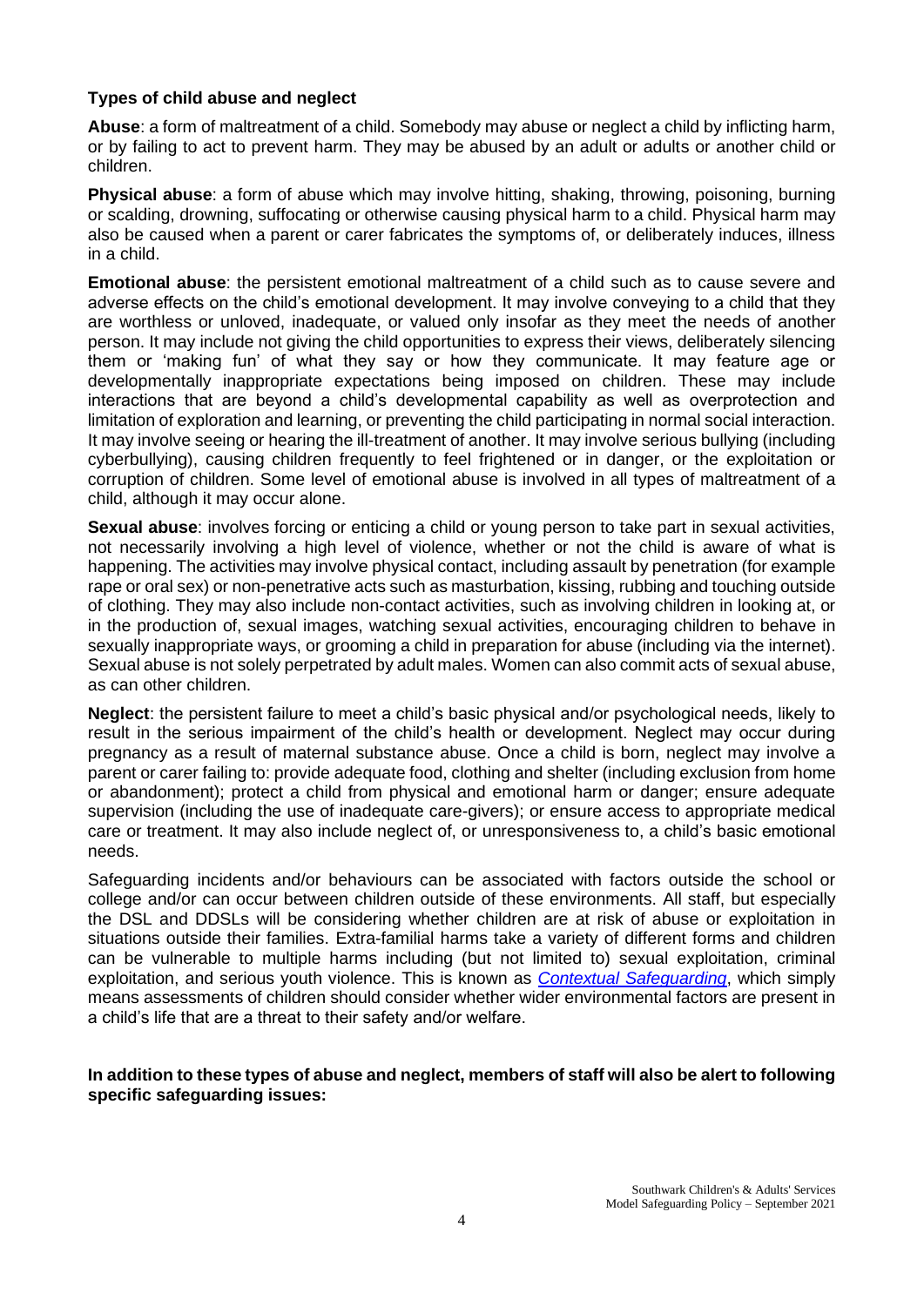### Types of child abuse and neglect

**Abuse**: a form of maltreatment of a child. Somebody may abuse or neglect a child by inflicting harm, or by failing to act to prevent harm. They may be abused by an adult or adults or another child or children.

**Physical abuse**: a form of abuse which may involve hitting, shaking, throwing, poisoning, burning or scalding, drowning, suffocating or otherwise causing physical harm to a child. Physical harm may also be caused when a parent or carer fabricates the symptoms of, or deliberately induces, illness in a child.

**Emotional abuse**: the persistent emotional maltreatment of a child such as to cause severe and adverse effects on the child's emotional development. It may involve conveying to a child that they are worthless or unloved, inadequate, or valued only insofar as they meet the needs of another person. It may include not giving the child opportunities to express their views, deliberately silencing them or 'making fun' of what they say or how they communicate. It may feature age or developmentally inappropriate expectations being imposed on children. These may include interactions that are beyond a child's developmental capability as well as overprotection and limitation of exploration and learning, or preventing the child participating in normal social interaction. It may involve seeing or hearing the ill-treatment of another. It may involve serious bullying (including cyberbullying), causing children frequently to feel frightened or in danger, or the exploitation or corruption of children. Some level of emotional abuse is involved in all types of maltreatment of a child, although it may occur alone.

**Sexual abuse**: involves forcing or enticing a child or young person to take part in sexual activities, not necessarily involving a high level of violence, whether or not the child is aware of what is happening. The activities may involve physical contact, including assault by penetration (for example rape or oral sex) or non-penetrative acts such as masturbation, kissing, rubbing and touching outside of clothing. They may also include non-contact activities, such as involving children in looking at, or in the production of, sexual images, watching sexual activities, encouraging children to behave in sexually inappropriate ways, or grooming a child in preparation for abuse (including via the internet). Sexual abuse is not solely perpetrated by adult males. Women can also commit acts of sexual abuse, as can other children.

**Neglect**: the persistent failure to meet a child's basic physical and/or psychological needs, likely to result in the serious impairment of the child's health or development. Neglect may occur during pregnancy as a result of maternal substance abuse. Once a child is born, neglect may involve a parent or carer failing to: provide adequate food, clothing and shelter (including exclusion from home or abandonment); protect a child from physical and emotional harm or danger; ensure adequate supervision (including the use of inadequate care-givers); or ensure access to appropriate medical care or treatment. It may also include neglect of, or unresponsiveness to, a child's basic emotional needs.

Safeguarding incidents and/or behaviours can be associated with factors outside the school or college and/or can occur between children outside of these environments. All staff, but especially the DSL and DDSLs will be considering whether children are at risk of abuse or exploitation in situations outside their families. Extra-familial harms take a variety of different forms and children can be vulnerable to multiple harms including (but not limited to) sexual exploitation, criminal exploitation, and serious youth violence. This is known as *Contextual Safeguarding*, which simply means assessments of children should consider whether wider environmental factors are present in a child's life that are a threat to their safety and/or welfare.

**In addition to these types of abuse and neglect, members of staff will also be alert to following specific safeguarding issues:**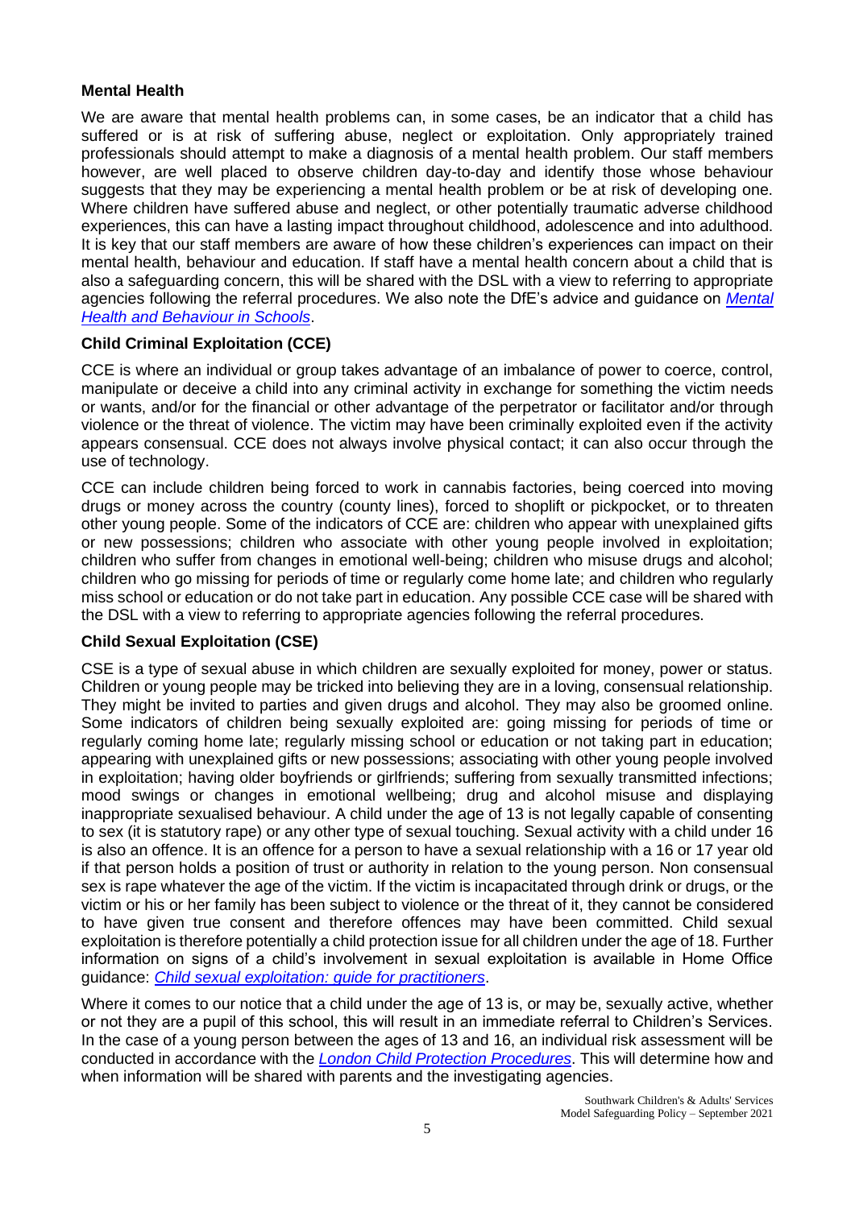**Mental Health**

We are aware that mental health problems can, in some cases, be an indicator that a child has suffered or is at risk of suffering abuse, neglect or exploitation. Only appropriately trained professionals should attempt to make a diagnosis of a mental health problem. Our staff members however, are well placed to observe children day-to-day and identify those whose behaviour suggests that they may be experiencing a mental health problem or be at risk of developing one. Where children have suffered abuse and neglect, or other potentially traumatic adverse childhood experiences, this can have a lasting impact throughout childhood, adolescence and into adulthood. It is key that our staff members are aware of how these children's experiences can impact on their mental health, behaviour and education. If staff have a mental health concern about a child that is also a safeguarding concern, this will be shared with the DSL with a view to referring to appropriate agencies following the referral procedures. We also note the DfE's advice and guidance on *Mental Health and Behaviour in Schools*.

**Child Criminal Exploitation (CCE)**

CCE is where an individual or group takes advantage of an imbalance of power to coerce, control, manipulate or deceive a child into any criminal activity in exchange for something the victim needs or wants, and/or for the financial or other advantage of the perpetrator or facilitator and/or through violence or the threat of violence. The victim may have been criminally exploited even if the activity appears consensual. CCE does not always involve physical contact; it can also occur through the use of technology.

CCE can include children being forced to work in cannabis factories, being coerced into moving drugs or money across the country (county lines), forced to shoplift or pickpocket, or to threaten other young people. Some of the indicators of CCE are: children who appear with unexplained gifts or new possessions; children who associate with other young people involved in exploitation; children who suffer from changes in emotional well-being; children who misuse drugs and alcohol; children who go missing for periods of time or regularly come home late; and children who regularly miss school or education or do not take part in education. Any possible CCE case will be shared with the DSL with a view to referring to appropriate agencies following the referral procedures.

**Child Sexual Exploitation (CSE)**

CSE is a type of sexual abuse in which children are sexually exploited for money, power or status. Children or young people may be tricked into believing they are in a loving, consensual relationship. They might be invited to parties and given drugs and alcohol. They may also be groomed online. Some indicators of children being sexually exploited are: going missing for periods of time or regularly coming home late; regularly missing school or education or not taking part in education; appearing with unexplained gifts or new possessions; associating with other young people involved in exploitation; having older boyfriends or girlfriends; suffering from sexually transmitted infections; mood swings or changes in emotional wellbeing; drug and alcohol misuse and displaying inappropriate sexualised behaviour. A child under the age of 13 is not legally capable of consenting to sex (it is statutory rape) or any other type of sexual touching. Sexual activity with a child under 16 is also an offence. It is an offence for a person to have a sexual relationship with a 16 or 17 year old if that person holds a position of trust or authority in relation to the young person. Non consensual sex is rape whatever the age of the victim. If the victim is incapacitated through drink or drugs, or the victim or his or her family has been subject to violence or the threat of it, they cannot be considered to have given true consent and therefore offences may have been committed. Child sexual exploitation is therefore potentially a child protection issue for all children under the age of 18. Further information on signs of a child's involvement in sexual exploitation is available in Home Office guidance: *Child sexual exploitation: guide for practitioners*.

Where it comes to our notice that a child under the age of 13 is, or may be, sexually active, whether or not they are a pupil of this school, this will result in an immediate referral to Children's Services. In the case of a young person between the ages of 13 and 16, an individual risk assessment will be conducted in accordance with the *London Child Protection Procedures*. This will determine how and when information will be shared with parents and the investigating agencies.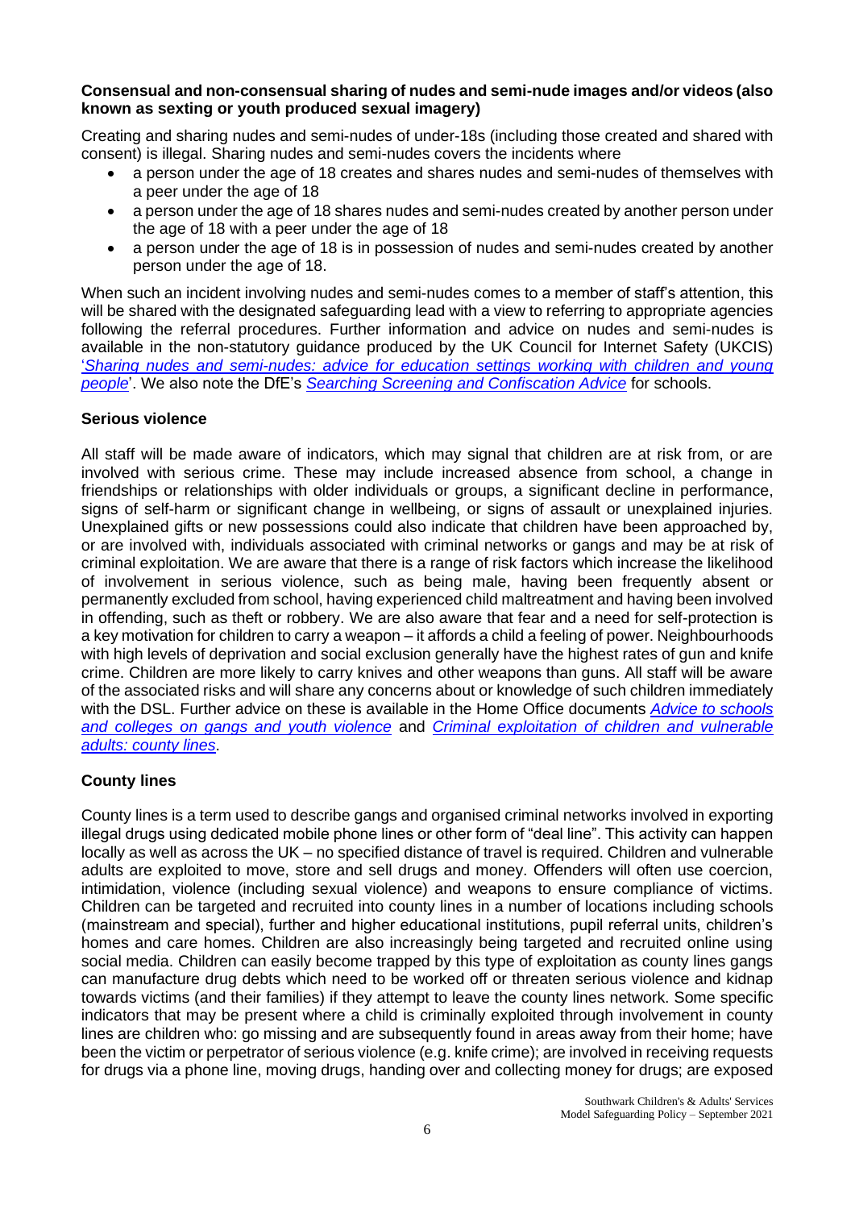**Consensual and non-consensual sharing of nudes and semi-nude images and/or videos (also known as sexting or youth produced sexual imagery)**

Creating and sharing nudes and semi-nudes of under-18s (including those created and shared with consent) is illegal. Sharing nudes and semi-nudes covers the incidents where

- a person under the age of 18 creates and shares nudes and semi-nudes of themselves with a peer under the age of 18
- a person under the age of 18 shares nudes and semi-nudes created by another person under the age of 18 with a peer under the age of 18
- a person under the age of 18 is in possession of nudes and semi-nudes created by another person under the age of 18.

When such an incident involving nudes and semi-nudes comes to a member of staff's attention, this will be shared with the designated safeguarding lead with a view to referring to appropriate agencies following the referral procedures. Further information and advice on nudes and semi-nudes is available in the non-statutory guidance produced by the UK Council for Internet Safety (UKCIS) '*Sharing nudes and semi-nudes: advice for education settings working with children and young people*'. We also note the DfE's *Searching Screening and Confiscation Advice* for schools.

**Serious violence**

All staff will be made aware of indicators, which may signal that children are at risk from, or are involved with serious crime. These may include increased absence from school, a change in friendships or relationships with older individuals or groups, a significant decline in performance, signs of self-harm or significant change in wellbeing, or signs of assault or unexplained injuries. Unexplained gifts or new possessions could also indicate that children have been approached by, or are involved with, individuals associated with criminal networks or gangs and may be at risk of criminal exploitation. We are aware that there is a range of risk factors which increase the likelihood of involvement in serious violence, such as being male, having been frequently absent or permanently excluded from school, having experienced child maltreatment and having been involved in offending, such as theft or robbery. We are also aware that fear and a need for self-protection is a key motivation for children to carry a weapon – it affords a child a feeling of power. Neighbourhoods with high levels of deprivation and social exclusion generally have the highest rates of gun and knife crime. Children are more likely to carry knives and other weapons than guns. All staff will be aware of the associated risks and will share any concerns about or knowledge of such children immediately with the DSL. Further advice on these is available in the Home Office documents *Advice to schools and colleges on gangs and youth violence* and *Criminal exploitation of children and vulnerable adults: county lines*.

**County lines**

County lines is a term used to describe gangs and organised criminal networks involved in exporting illegal drugs using dedicated mobile phone lines or other form of "deal line". This activity can happen locally as well as across the UK – no specified distance of travel is required. Children and vulnerable adults are exploited to move, store and sell drugs and money. Offenders will often use coercion, intimidation, violence (including sexual violence) and weapons to ensure compliance of victims. Children can be targeted and recruited into county lines in a number of locations including schools (mainstream and special), further and higher educational institutions, pupil referral units, children's homes and care homes. Children are also increasingly being targeted and recruited online using social media. Children can easily become trapped by this type of exploitation as county lines gangs can manufacture drug debts which need to be worked off or threaten serious violence and kidnap towards victims (and their families) if they attempt to leave the county lines network. Some specific indicators that may be present where a child is criminally exploited through involvement in county lines are children who: go missing and are subsequently found in areas away from their home; have been the victim or perpetrator of serious violence (e.g. knife crime); are involved in receiving requests for drugs via a phone line, moving drugs, handing over and collecting money for drugs; are exposed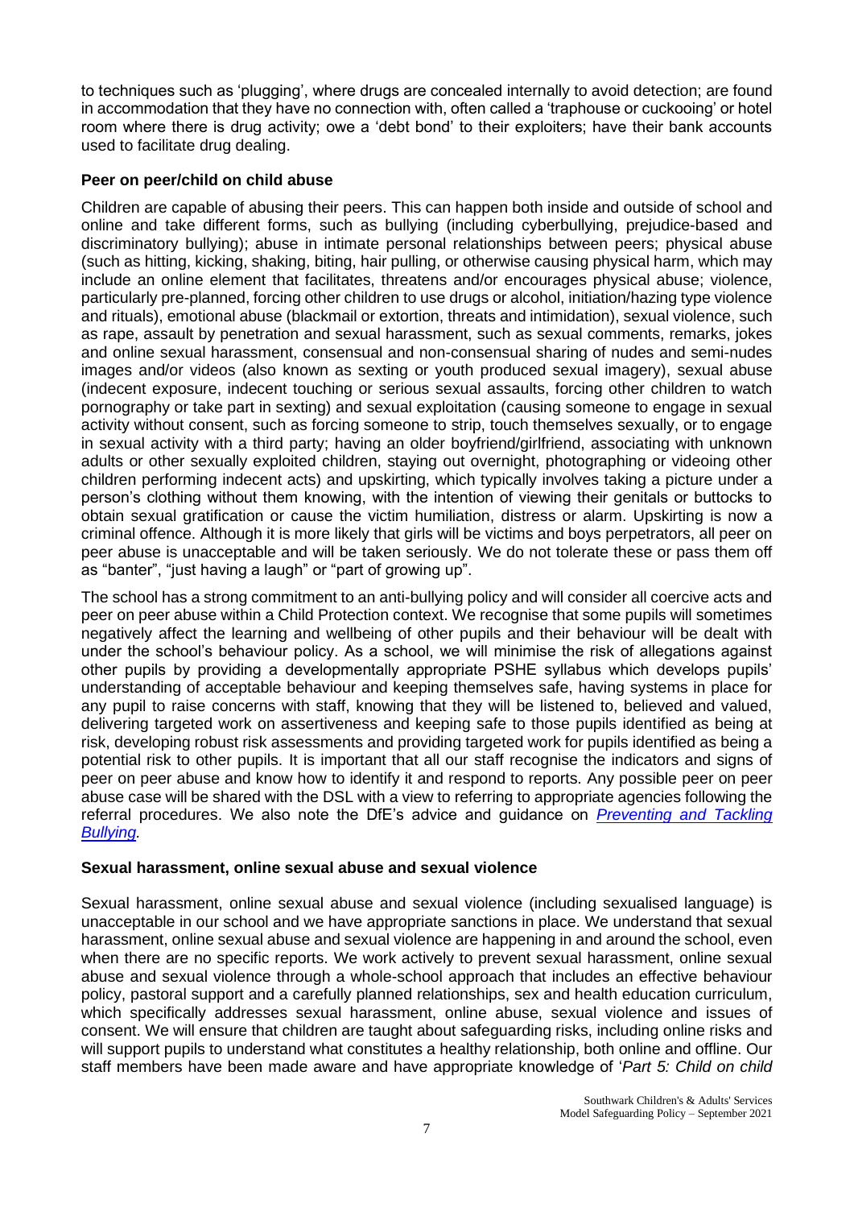to techniques such as 'plugging', where drugs are concealed internally to avoid detection; are found in accommodation that they have no connection with, often called a 'traphouse or cuckooing' or hotel room where there is drug activity; owe a 'debt bond' to their exploiters; have their bank accounts used to facilitate drug dealing.

**Peer on peer/child on child abuse**

Children are capable of abusing their peers. This can happen both inside and outside of school and online and take different forms, such as bullying (including cyberbullying, prejudice-based and discriminatory bullying); abuse in intimate personal relationships between peers; physical abuse (such as hitting, kicking, shaking, biting, hair pulling, or otherwise causing physical harm, which may include an online element that facilitates, threatens and/or encourages physical abuse; violence, particularly pre-planned, forcing other children to use drugs or alcohol, initiation/hazing type violence and rituals), emotional abuse (blackmail or extortion, threats and intimidation), sexual violence, such as rape, assault by penetration and sexual harassment, such as sexual comments, remarks, jokes and online sexual harassment, consensual and non-consensual sharing of nudes and semi-nudes images and/or videos (also known as sexting or youth produced sexual imagery), sexual abuse (indecent exposure, indecent touching or serious sexual assaults, forcing other children to watch pornography or take part in sexting) and sexual exploitation (causing someone to engage in sexual activity without consent, such as forcing someone to strip, touch themselves sexually, or to engage in sexual activity with a third party; having an older boyfriend/girlfriend, associating with unknown adults or other sexually exploited children, staying out overnight, photographing or videoing other children performing indecent acts) and upskirting, which typically involves taking a picture under a person's clothing without them knowing, with the intention of viewing their genitals or buttocks to obtain sexual gratification or cause the victim humiliation, distress or alarm. Upskirting is now a criminal offence. Although it is more likely that girls will be victims and boys perpetrators, all peer on peer abuse is unacceptable and will be taken seriously. We do not tolerate these or pass them off as "banter", "just having a laugh" or "part of growing up".

The school has a strong commitment to an anti-bullying policy and will consider all coercive acts and peer on peer abuse within a Child Protection context. We recognise that some pupils will sometimes negatively affect the learning and wellbeing of other pupils and their behaviour will be dealt with under the school's behaviour policy. As a school, we will minimise the risk of allegations against other pupils by providing a developmentally appropriate PSHE syllabus which develops pupils' understanding of acceptable behaviour and keeping themselves safe, having systems in place for any pupil to raise concerns with staff, knowing that they will be listened to, believed and valued, delivering targeted work on assertiveness and keeping safe to those pupils identified as being at risk, developing robust risk assessments and providing targeted work for pupils identified as being a potential risk to other pupils. It is important that all our staff recognise the indicators and signs of peer on peer abuse and know how to identify it and respond to reports. Any possible peer on peer abuse case will be shared with the DSL with a view to referring to appropriate agencies following the referral procedures. We also note the DfE's advice and guidance on *Preventing and Tackling Bullying.*

**Sexual harassment, online sexual abuse and sexual violence**

Sexual harassment, online sexual abuse and sexual violence (including sexualised language) is unacceptable in our school and we have appropriate sanctions in place. We understand that sexual harassment, online sexual abuse and sexual violence are happening in and around the school, even when there are no specific reports. We work actively to prevent sexual harassment, online sexual abuse and sexual violence through a whole-school approach that includes an effective behaviour policy, pastoral support and a carefully planned relationships, sex and health education curriculum, which specifically addresses sexual harassment, online abuse, sexual violence and issues of consent. We will ensure that children are taught about safeguarding risks, including online risks and will support pupils to understand what constitutes a healthy relationship, both online and offline. Our staff members have been made aware and have appropriate knowledge of '*Part 5: Child on child*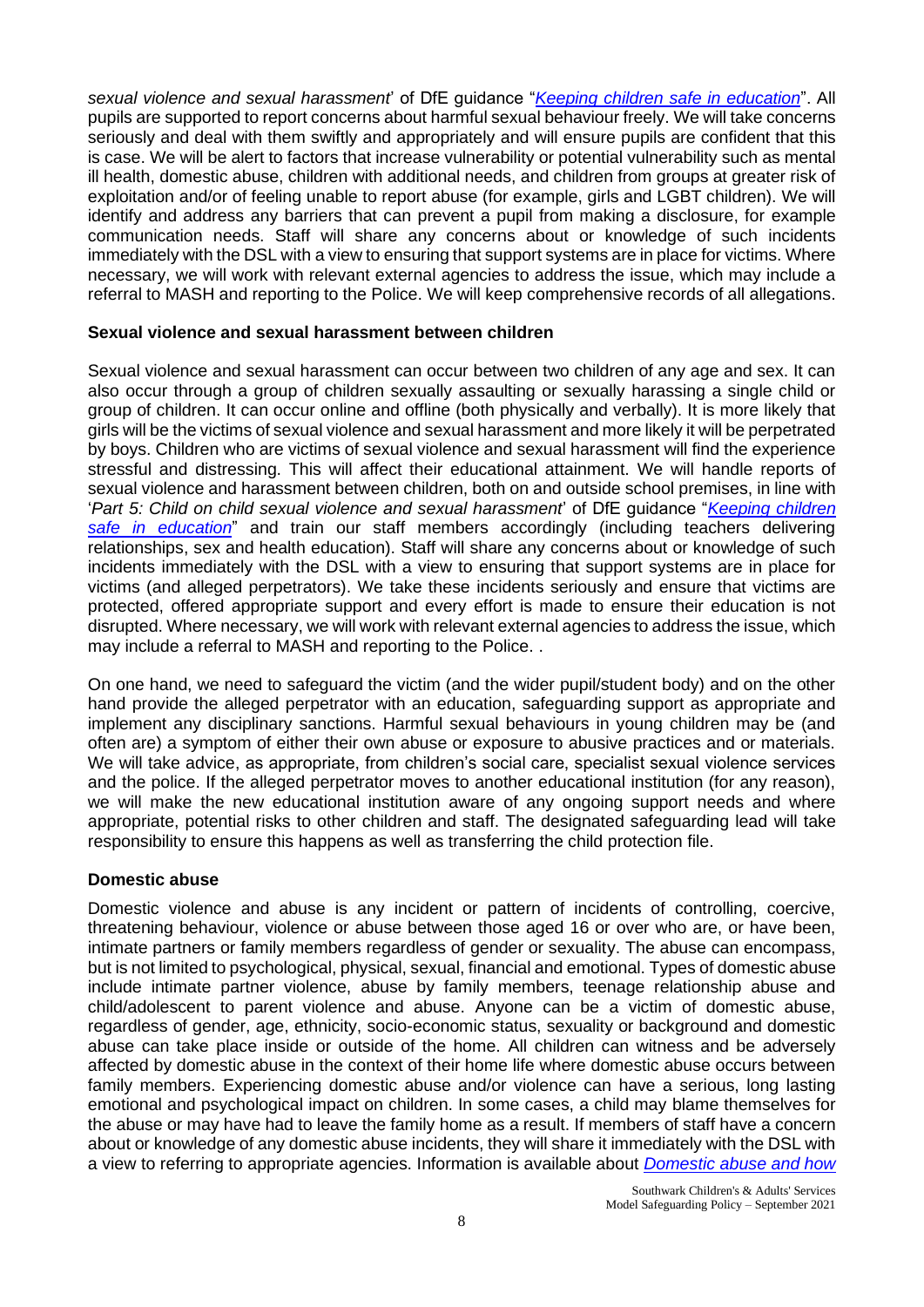*sexual violence and sexual harassment*' of DfE guidance "*[Keeping children safe in education](#)*". All pupils are supported to report concerns about harmful sexual behaviour freely. We will take concerns seriously and deal with them swiftly and appropriately and will ensure pupils are confident that this is case. We will be alert to factors that increase vulnerability or potential vulnerability such as mental ill health, domestic abuse, children with additional needs, and children from groups at greater risk of exploitation and/or of feeling unable to report abuse (for example, girls and LGBT children). We will identify and address any barriers that can prevent a pupil from making a disclosure, for example communication needs. Staff will share any concerns about or knowledge of such incidents immediately with the DSL with a view to ensuring that support systems are in place for victims. Where necessary, we will work with relevant external agencies to address the issue, which may include a referral to MASH and reporting to the Police. We will keep comprehensive records of all allegations.

**Sexual violence and sexual harassment between children**

Sexual violence and sexual harassment can occur between two children of any age and sex. It can also occur through a group of children sexually assaulting or sexually harassing a single child or group of children. It can occur online and offline (both physically and verbally). It is more likely that girls will be the victims of sexual violence and sexual harassment and more likely it will be perpetrated by boys. Children who are victims of sexual violence and sexual harassment will find the experience stressful and distressing. This will affect their educational attainment. We will handle reports of sexual violence and harassment between children, both on and outside school premises, in line with '*Part 5: Child on child sexual violence and sexual harassment*' of DfE guidance "*[Keeping children safe in education](#)*" and train our staff members accordingly (including teachers delivering relationships, sex and health education). Staff will share any concerns about or knowledge of such incidents immediately with the DSL with a view to ensuring that support systems are in place for victims (and alleged perpetrators). We take these incidents seriously and ensure that victims are protected, offered appropriate support and every effort is made to ensure their education is not disrupted. Where necessary, we will work with relevant external agencies to address the issue, which may include a referral to MASH and reporting to the Police. .

On one hand, we need to safeguard the victim (and the wider pupil/student body) and on the other hand provide the alleged perpetrator with an education, safeguarding support as appropriate and implement any disciplinary sanctions. Harmful sexual behaviours in young children may be (and often are) a symptom of either their own abuse or exposure to abusive practices and or materials. We will take advice, as appropriate, from children's social care, specialist sexual violence services and the police. If the alleged perpetrator moves to another educational institution (for any reason), we will make the new educational institution aware of any ongoing support needs and where appropriate, potential risks to other children and staff. The designated safeguarding lead will take responsibility to ensure this happens as well as transferring the child protection file.

**Domestic abuse**

Domestic violence and abuse is any incident or pattern of incidents of controlling, coercive, threatening behaviour, violence or abuse between those aged 16 or over who are, or have been, intimate partners or family members regardless of gender or sexuality. The abuse can encompass, but is not limited to psychological, physical, sexual, financial and emotional. Types of domestic abuse include intimate partner violence, abuse by family members, teenage relationship abuse and child/adolescent to parent violence and abuse. Anyone can be a victim of domestic abuse, regardless of gender, age, ethnicity, socio-economic status, sexuality or background and domestic abuse can take place inside or outside of the home. All children can witness and be adversely affected by domestic abuse in the context of their home life where domestic abuse occurs between family members. Experiencing domestic abuse and/or violence can have a serious, long lasting emotional and psychological impact on children. In some cases, a child may blame themselves for the abuse or may have had to leave the family home as a result. If members of staff have a concern about or knowledge of any domestic abuse incidents, they will share it immediately with the DSL with a view to referring to appropriate agencies. Information is available about *[Domestic abuse and how](#)*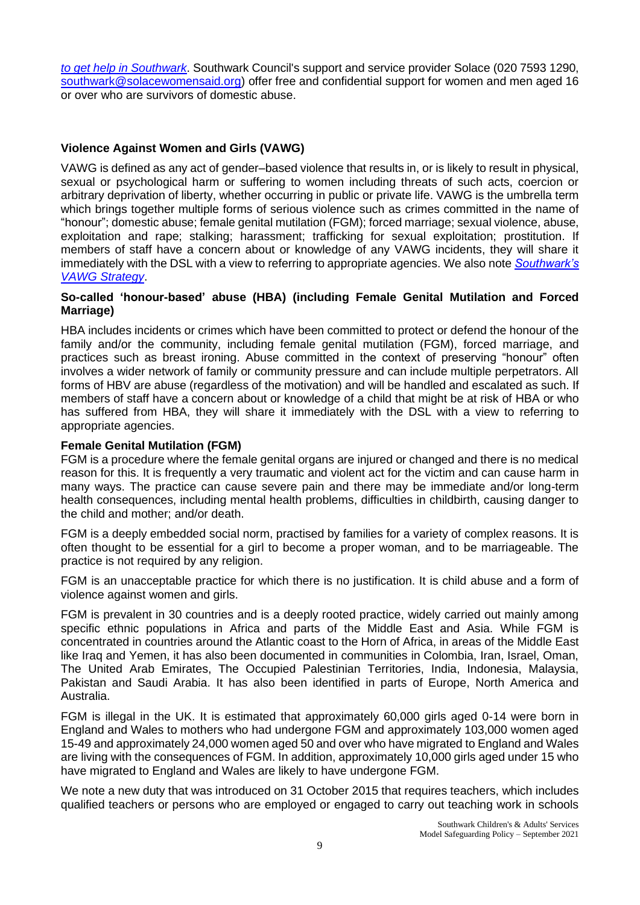*to get help in Southwark*. Southwark Council's support and service provider Solace (020 7593 1290, southwark@solacewomensaid.org) offer free and confidential support for women and men aged 16 or over who are survivors of domestic abuse.

### Violence Against Women and Girls (VAWG)

VAWG is defined as any act of gender–based violence that results in, or is likely to result in physical, sexual or psychological harm or suffering to women including threats of such acts, coercion or arbitrary deprivation of liberty, whether occurring in public or private life. VAWG is the umbrella term which brings together multiple forms of serious violence such as crimes committed in the name of "honour"; domestic abuse; female genital mutilation (FGM); forced marriage; sexual violence, abuse, exploitation and rape; stalking; harassment; trafficking for sexual exploitation; prostitution. If members of staff have a concern about or knowledge of any VAWG incidents, they will share it immediately with the DSL with a view to referring to appropriate agencies. We also note *Southwark's VAWG Strategy*.

### So-called 'honour-based' abuse (HBA) (including Female Genital Mutilation and Forced Marriage)

HBA includes incidents or crimes which have been committed to protect or defend the honour of the family and/or the community, including female genital mutilation (FGM), forced marriage, and practices such as breast ironing. Abuse committed in the context of preserving "honour" often involves a wider network of family or community pressure and can include multiple perpetrators. All forms of HBV are abuse (regardless of the motivation) and will be handled and escalated as such. If members of staff have a concern about or knowledge of a child that might be at risk of HBA or who has suffered from HBA, they will share it immediately with the DSL with a view to referring to appropriate agencies.

### Female Genital Mutilation (FGM)

FGM is a procedure where the female genital organs are injured or changed and there is no medical reason for this. It is frequently a very traumatic and violent act for the victim and can cause harm in many ways. The practice can cause severe pain and there may be immediate and/or long-term health consequences, including mental health problems, difficulties in childbirth, causing danger to the child and mother; and/or death.

FGM is a deeply embedded social norm, practised by families for a variety of complex reasons. It is often thought to be essential for a girl to become a proper woman, and to be marriageable. The practice is not required by any religion.

FGM is an unacceptable practice for which there is no justification. It is child abuse and a form of violence against women and girls.

FGM is prevalent in 30 countries and is a deeply rooted practice, widely carried out mainly among specific ethnic populations in Africa and parts of the Middle East and Asia. While FGM is concentrated in countries around the Atlantic coast to the Horn of Africa, in areas of the Middle East like Iraq and Yemen, it has also been documented in communities in Colombia, Iran, Israel, Oman, The United Arab Emirates, The Occupied Palestinian Territories, India, Indonesia, Malaysia, Pakistan and Saudi Arabia. It has also been identified in parts of Europe, North America and Australia.

FGM is illegal in the UK. It is estimated that approximately 60,000 girls aged 0-14 were born in England and Wales to mothers who had undergone FGM and approximately 103,000 women aged 15-49 and approximately 24,000 women aged 50 and over who have migrated to England and Wales are living with the consequences of FGM. In addition, approximately 10,000 girls aged under 15 who have migrated to England and Wales are likely to have undergone FGM.

We note a new duty that was introduced on 31 October 2015 that requires teachers, which includes qualified teachers or persons who are employed or engaged to carry out teaching work in schools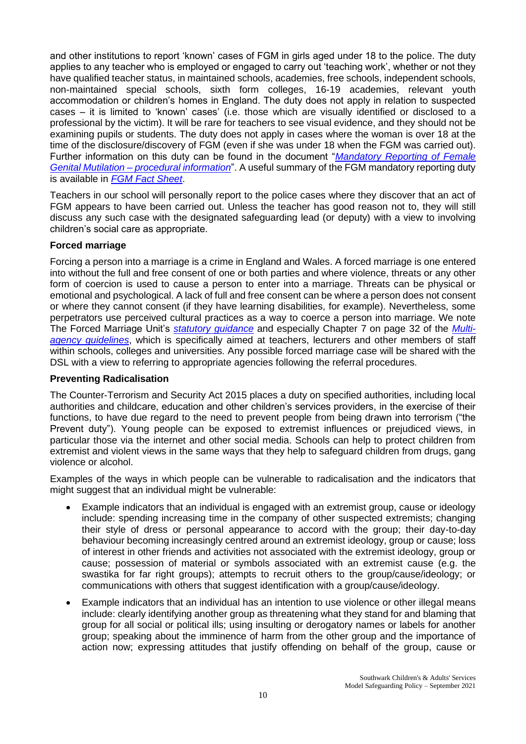and other institutions to report 'known' cases of FGM in girls aged under 18 to the police. The duty applies to any teacher who is employed or engaged to carry out 'teaching work', whether or not they have qualified teacher status, in maintained schools, academies, free schools, independent schools, non-maintained special schools, sixth form colleges, 16-19 academies, relevant youth accommodation or children's homes in England. The duty does not apply in relation to suspected cases – it is limited to 'known' cases' (i.e. those which are visually identified or disclosed to a professional by the victim). It will be rare for teachers to see visual evidence, and they should not be examining pupils or students. The duty does not apply in cases where the woman is over 18 at the time of the disclosure/discovery of FGM (even if she was under 18 when the FGM was carried out). Further information on this duty can be found in the document "*Mandatory Reporting of Female Genital Mutilation – procedural information*". A useful summary of the FGM mandatory reporting duty is available in *FGM Fact Sheet*.

Teachers in our school will personally report to the police cases where they discover that an act of FGM appears to have been carried out. Unless the teacher has good reason not to, they will still discuss any such case with the designated safeguarding lead (or deputy) with a view to involving children's social care as appropriate.

**Forced marriage**

Forcing a person into a marriage is a crime in England and Wales. A forced marriage is one entered into without the full and free consent of one or both parties and where violence, threats or any other form of coercion is used to cause a person to enter into a marriage. Threats can be physical or emotional and psychological. A lack of full and free consent can be where a person does not consent or where they cannot consent (if they have learning disabilities, for example). Nevertheless, some perpetrators use perceived cultural practices as a way to coerce a person into marriage. We note The Forced Marriage Unit's *statutory guidance* and especially Chapter 7 on page 32 of the *Multi-agency guidelines*, which is specifically aimed at teachers, lecturers and other members of staff within schools, colleges and universities. Any possible forced marriage case will be shared with the DSL with a view to referring to appropriate agencies following the referral procedures.

**Preventing Radicalisation**

The Counter-Terrorism and Security Act 2015 places a duty on specified authorities, including local authorities and childcare, education and other children's services providers, in the exercise of their functions, to have due regard to the need to prevent people from being drawn into terrorism ("the Prevent duty"). Young people can be exposed to extremist influences or prejudiced views, in particular those via the internet and other social media. Schools can help to protect children from extremist and violent views in the same ways that they help to safeguard children from drugs, gang violence or alcohol.

Examples of the ways in which people can be vulnerable to radicalisation and the indicators that might suggest that an individual might be vulnerable:

- Example indicators that an individual is engaged with an extremist group, cause or ideology include: spending increasing time in the company of other suspected extremists; changing their style of dress or personal appearance to accord with the group; their day-to-day behaviour becoming increasingly centred around an extremist ideology, group or cause; loss of interest in other friends and activities not associated with the extremist ideology, group or cause; possession of material or symbols associated with an extremist cause (e.g. the swastika for far right groups); attempts to recruit others to the group/cause/ideology; or communications with others that suggest identification with a group/cause/ideology.
- Example indicators that an individual has an intention to use violence or other illegal means include: clearly identifying another group as threatening what they stand for and blaming that group for all social or political ills; using insulting or derogatory names or labels for another group; speaking about the imminence of harm from the other group and the importance of action now; expressing attitudes that justify offending on behalf of the group, cause or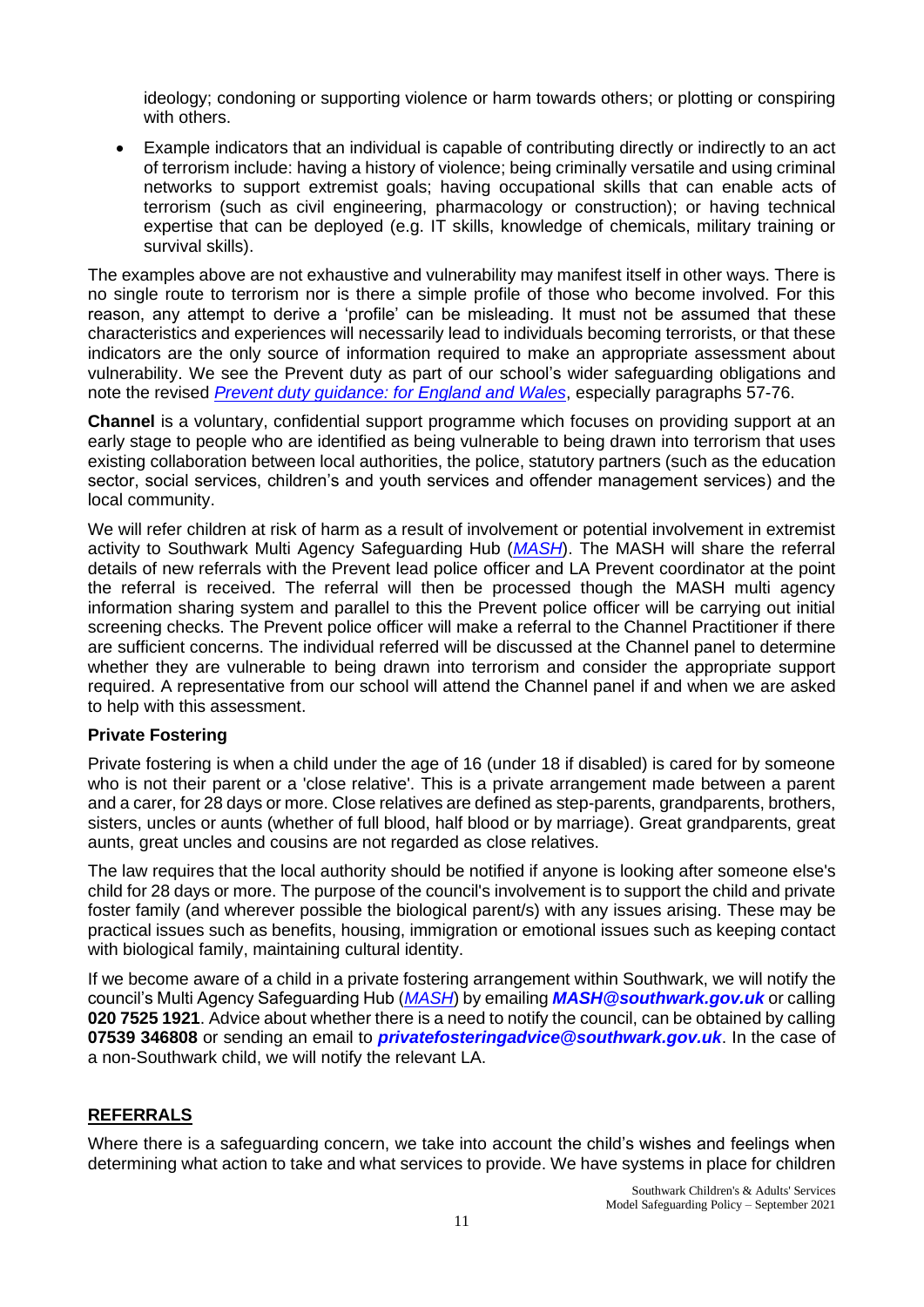ideology; condoning or supporting violence or harm towards others; or plotting or conspiring with others.

- Example indicators that an individual is capable of contributing directly or indirectly to an act of terrorism include: having a history of violence; being criminally versatile and using criminal networks to support extremist goals; having occupational skills that can enable acts of terrorism (such as civil engineering, pharmacology or construction); or having technical expertise that can be deployed (e.g. IT skills, knowledge of chemicals, military training or survival skills).

The examples above are not exhaustive and vulnerability may manifest itself in other ways. There is no single route to terrorism nor is there a simple profile of those who become involved. For this reason, any attempt to derive a 'profile' can be misleading. It must not be assumed that these characteristics and experiences will necessarily lead to individuals becoming terrorists, or that these indicators are the only source of information required to make an appropriate assessment about vulnerability. We see the Prevent duty as part of our school's wider safeguarding obligations and note the revised *Prevent duty guidance: for England and Wales*, especially paragraphs 57-76.

**Channel** is a voluntary, confidential support programme which focuses on providing support at an early stage to people who are identified as being vulnerable to being drawn into terrorism that uses existing collaboration between local authorities, the police, statutory partners (such as the education sector, social services, children's and youth services and offender management services) and the local community.

We will refer children at risk of harm as a result of involvement or potential involvement in extremist activity to Southwark Multi Agency Safeguarding Hub (*MASH*). The MASH will share the referral details of new referrals with the Prevent lead police officer and LA Prevent coordinator at the point the referral is received. The referral will then be processed though the MASH multi agency information sharing system and parallel to this the Prevent police officer will be carrying out initial screening checks. The Prevent police officer will make a referral to the Channel Practitioner if there are sufficient concerns. The individual referred will be discussed at the Channel panel to determine whether they are vulnerable to being drawn into terrorism and consider the appropriate support required. A representative from our school will attend the Channel panel if and when we are asked to help with this assessment.

**Private Fostering**

Private fostering is when a child under the age of 16 (under 18 if disabled) is cared for by someone who is not their parent or a 'close relative'. This is a private arrangement made between a parent and a carer, for 28 days or more. Close relatives are defined as step-parents, grandparents, brothers, sisters, uncles or aunts (whether of full blood, half blood or by marriage). Great grandparents, great aunts, great uncles and cousins are not regarded as close relatives.

The law requires that the local authority should be notified if anyone is looking after someone else's child for 28 days or more. The purpose of the council's involvement is to support the child and private foster family (and wherever possible the biological parent/s) with any issues arising. These may be practical issues such as benefits, housing, immigration or emotional issues such as keeping contact with biological family, maintaining cultural identity.

If we become aware of a child in a private fostering arrangement within Southwark, we will notify the council's Multi Agency Safeguarding Hub (*MASH*) by emailing ***MASH@southwark.gov.uk*** or calling **020 7525 1921**. Advice about whether there is a need to notify the council, can be obtained by calling **07539 346808** or sending an email to ***privatefosteringadvice@southwark.gov.uk***. In the case of a non-Southwark child, we will notify the relevant LA.

## REFERRALS

Where there is a safeguarding concern, we take into account the child's wishes and feelings when determining what action to take and what services to provide. We have systems in place for children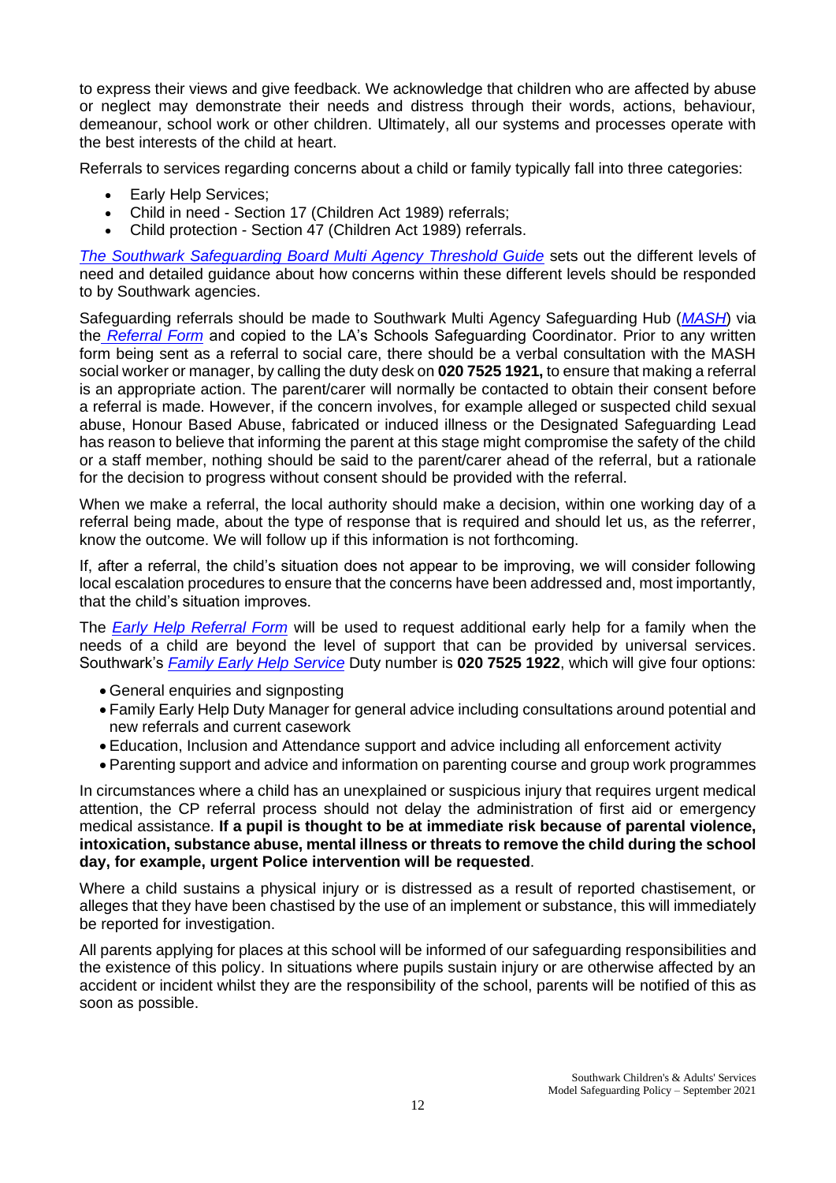to express their views and give feedback. We acknowledge that children who are affected by abuse or neglect may demonstrate their needs and distress through their words, actions, behaviour, demeanour, school work or other children. Ultimately, all our systems and processes operate with the best interests of the child at heart.

Referrals to services regarding concerns about a child or family typically fall into three categories:

- Early Help Services;
- Child in need - Section 17 (Children Act 1989) referrals;
- Child protection - Section 47 (Children Act 1989) referrals.

*The Southwark Safeguarding Board Multi Agency Threshold Guide* sets out the different levels of need and detailed guidance about how concerns within these different levels should be responded to by Southwark agencies.

Safeguarding referrals should be made to Southwark Multi Agency Safeguarding Hub (*MASH*) via the *Referral Form* and copied to the LA's Schools Safeguarding Coordinator. Prior to any written form being sent as a referral to social care, there should be a verbal consultation with the MASH social worker or manager, by calling the duty desk on **020 7525 1921,** to ensure that making a referral is an appropriate action. The parent/carer will normally be contacted to obtain their consent before a referral is made. However, if the concern involves, for example alleged or suspected child sexual abuse, Honour Based Abuse, fabricated or induced illness or the Designated Safeguarding Lead has reason to believe that informing the parent at this stage might compromise the safety of the child or a staff member, nothing should be said to the parent/carer ahead of the referral, but a rationale for the decision to progress without consent should be provided with the referral.

When we make a referral, the local authority should make a decision, within one working day of a referral being made, about the type of response that is required and should let us, as the referrer, know the outcome. We will follow up if this information is not forthcoming.

If, after a referral, the child's situation does not appear to be improving, we will consider following local escalation procedures to ensure that the concerns have been addressed and, most importantly, that the child's situation improves.

The *Early Help Referral Form* will be used to request additional early help for a family when the needs of a child are beyond the level of support that can be provided by universal services. Southwark's *Family Early Help Service* Duty number is **020 7525 1922**, which will give four options:

- General enquiries and signposting
- Family Early Help Duty Manager for general advice including consultations around potential and new referrals and current casework
- Education, Inclusion and Attendance support and advice including all enforcement activity
- Parenting support and advice and information on parenting course and group work programmes

In circumstances where a child has an unexplained or suspicious injury that requires urgent medical attention, the CP referral process should not delay the administration of first aid or emergency medical assistance. **If a pupil is thought to be at immediate risk because of parental violence, intoxication, substance abuse, mental illness or threats to remove the child during the school day, for example, urgent Police intervention will be requested**.

Where a child sustains a physical injury or is distressed as a result of reported chastisement, or alleges that they have been chastised by the use of an implement or substance, this will immediately be reported for investigation.

All parents applying for places at this school will be informed of our safeguarding responsibilities and the existence of this policy. In situations where pupils sustain injury or are otherwise affected by an accident or incident whilst they are the responsibility of the school, parents will be notified of this as soon as possible.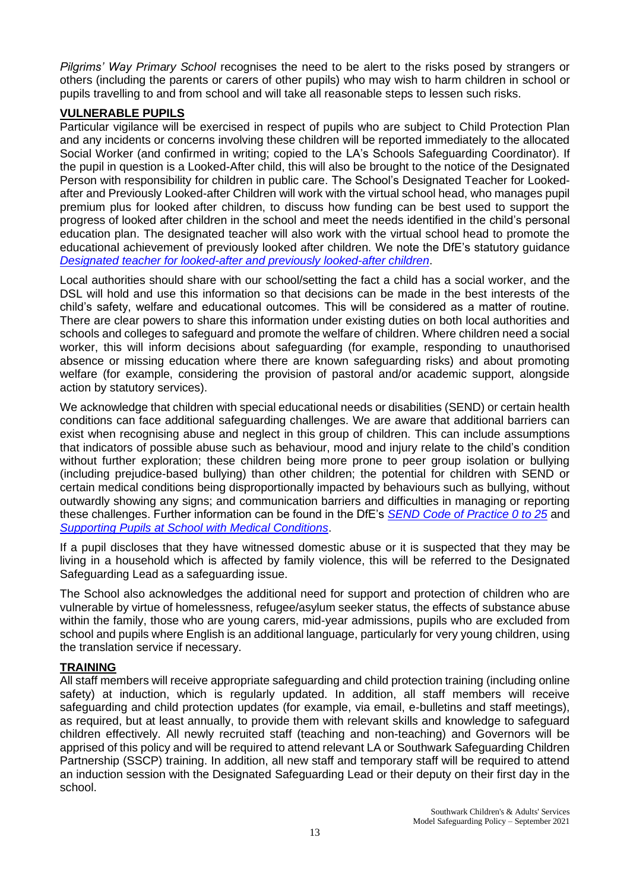*Pilgrims' Way Primary School* recognises the need to be alert to the risks posed by strangers or others (including the parents or carers of other pupils) who may wish to harm children in school or pupils travelling to and from school and will take all reasonable steps to lessen such risks.

## VULNERABLE PUPILS

Particular vigilance will be exercised in respect of pupils who are subject to Child Protection Plan and any incidents or concerns involving these children will be reported immediately to the allocated Social Worker (and confirmed in writing; copied to the LA's Schools Safeguarding Coordinator). If the pupil in question is a Looked-After child, this will also be brought to the notice of the Designated Person with responsibility for children in public care. The School's Designated Teacher for Looked-after and Previously Looked-after Children will work with the virtual school head, who manages pupil premium plus for looked after children, to discuss how funding can be best used to support the progress of looked after children in the school and meet the needs identified in the child's personal education plan. The designated teacher will also work with the virtual school head to promote the educational achievement of previously looked after children. We note the DfE's statutory guidance *Designated teacher for looked-after and previously looked-after children*.

Local authorities should share with our school/setting the fact a child has a social worker, and the DSL will hold and use this information so that decisions can be made in the best interests of the child's safety, welfare and educational outcomes. This will be considered as a matter of routine. There are clear powers to share this information under existing duties on both local authorities and schools and colleges to safeguard and promote the welfare of children. Where children need a social worker, this will inform decisions about safeguarding (for example, responding to unauthorised absence or missing education where there are known safeguarding risks) and about promoting welfare (for example, considering the provision of pastoral and/or academic support, alongside action by statutory services).

We acknowledge that children with special educational needs or disabilities (SEND) or certain health conditions can face additional safeguarding challenges. We are aware that additional barriers can exist when recognising abuse and neglect in this group of children. This can include assumptions that indicators of possible abuse such as behaviour, mood and injury relate to the child's condition without further exploration; these children being more prone to peer group isolation or bullying (including prejudice-based bullying) than other children; the potential for children with SEND or certain medical conditions being disproportionally impacted by behaviours such as bullying, without outwardly showing any signs; and communication barriers and difficulties in managing or reporting these challenges. Further information can be found in the DfE's *SEND Code of Practice 0 to 25* and *Supporting Pupils at School with Medical Conditions*.

If a pupil discloses that they have witnessed domestic abuse or it is suspected that they may be living in a household which is affected by family violence, this will be referred to the Designated Safeguarding Lead as a safeguarding issue.

The School also acknowledges the additional need for support and protection of children who are vulnerable by virtue of homelessness, refugee/asylum seeker status, the effects of substance abuse within the family, those who are young carers, mid-year admissions, pupils who are excluded from school and pupils where English is an additional language, particularly for very young children, using the translation service if necessary.

## TRAINING

All staff members will receive appropriate safeguarding and child protection training (including online safety) at induction, which is regularly updated. In addition, all staff members will receive safeguarding and child protection updates (for example, via email, e-bulletins and staff meetings), as required, but at least annually, to provide them with relevant skills and knowledge to safeguard children effectively. All newly recruited staff (teaching and non-teaching) and Governors will be apprised of this policy and will be required to attend relevant LA or Southwark Safeguarding Children Partnership (SSCP) training. In addition, all new staff and temporary staff will be required to attend an induction session with the Designated Safeguarding Lead or their deputy on their first day in the school.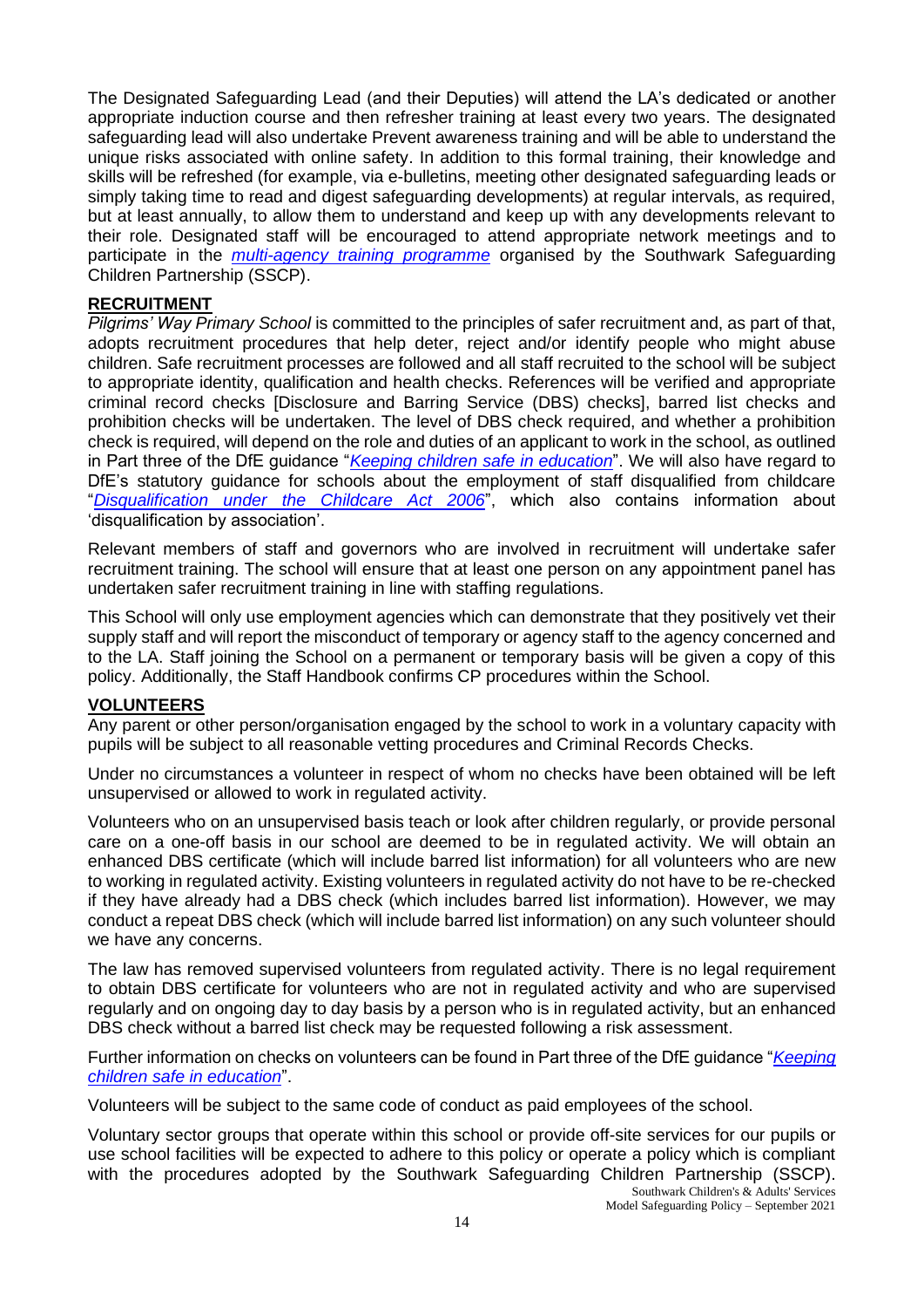The Designated Safeguarding Lead (and their Deputies) will attend the LA's dedicated or another appropriate induction course and then refresher training at least every two years. The designated safeguarding lead will also undertake Prevent awareness training and will be able to understand the unique risks associated with online safety. In addition to this formal training, their knowledge and skills will be refreshed (for example, via e-bulletins, meeting other designated safeguarding leads or simply taking time to read and digest safeguarding developments) at regular intervals, as required, but at least annually, to allow them to understand and keep up with any developments relevant to their role. Designated staff will be encouraged to attend appropriate network meetings and to participate in the *multi-agency training programme* organised by the Southwark Safeguarding Children Partnership (SSCP).

## RECRUITMENT

*Pilgrims' Way Primary School* is committed to the principles of safer recruitment and, as part of that, adopts recruitment procedures that help deter, reject and/or identify people who might abuse children. Safe recruitment processes are followed and all staff recruited to the school will be subject to appropriate identity, qualification and health checks. References will be verified and appropriate criminal record checks [Disclosure and Barring Service (DBS) checks], barred list checks and prohibition checks will be undertaken. The level of DBS check required, and whether a prohibition check is required, will depend on the role and duties of an applicant to work in the school, as outlined in Part three of the DfE guidance "*Keeping children safe in education*". We will also have regard to DfE's statutory guidance for schools about the employment of staff disqualified from childcare "*Disqualification under the Childcare Act 2006*", which also contains information about 'disqualification by association'.

Relevant members of staff and governors who are involved in recruitment will undertake safer recruitment training. The school will ensure that at least one person on any appointment panel has undertaken safer recruitment training in line with staffing regulations.

This School will only use employment agencies which can demonstrate that they positively vet their supply staff and will report the misconduct of temporary or agency staff to the agency concerned and to the LA. Staff joining the School on a permanent or temporary basis will be given a copy of this policy. Additionally, the Staff Handbook confirms CP procedures within the School.

## VOLUNTEERS

Any parent or other person/organisation engaged by the school to work in a voluntary capacity with pupils will be subject to all reasonable vetting procedures and Criminal Records Checks.

Under no circumstances a volunteer in respect of whom no checks have been obtained will be left unsupervised or allowed to work in regulated activity.

Volunteers who on an unsupervised basis teach or look after children regularly, or provide personal care on a one-off basis in our school are deemed to be in regulated activity. We will obtain an enhanced DBS certificate (which will include barred list information) for all volunteers who are new to working in regulated activity. Existing volunteers in regulated activity do not have to be re-checked if they have already had a DBS check (which includes barred list information). However, we may conduct a repeat DBS check (which will include barred list information) on any such volunteer should we have any concerns.

The law has removed supervised volunteers from regulated activity. There is no legal requirement to obtain DBS certificate for volunteers who are not in regulated activity and who are supervised regularly and on ongoing day to day basis by a person who is in regulated activity, but an enhanced DBS check without a barred list check may be requested following a risk assessment.

Further information on checks on volunteers can be found in Part three of the DfE guidance "*Keeping children safe in education*".

Volunteers will be subject to the same code of conduct as paid employees of the school.

Voluntary sector groups that operate within this school or provide off-site services for our pupils or use school facilities will be expected to adhere to this policy or operate a policy which is compliant with the procedures adopted by the Southwark Safeguarding Children Partnership (SSCP).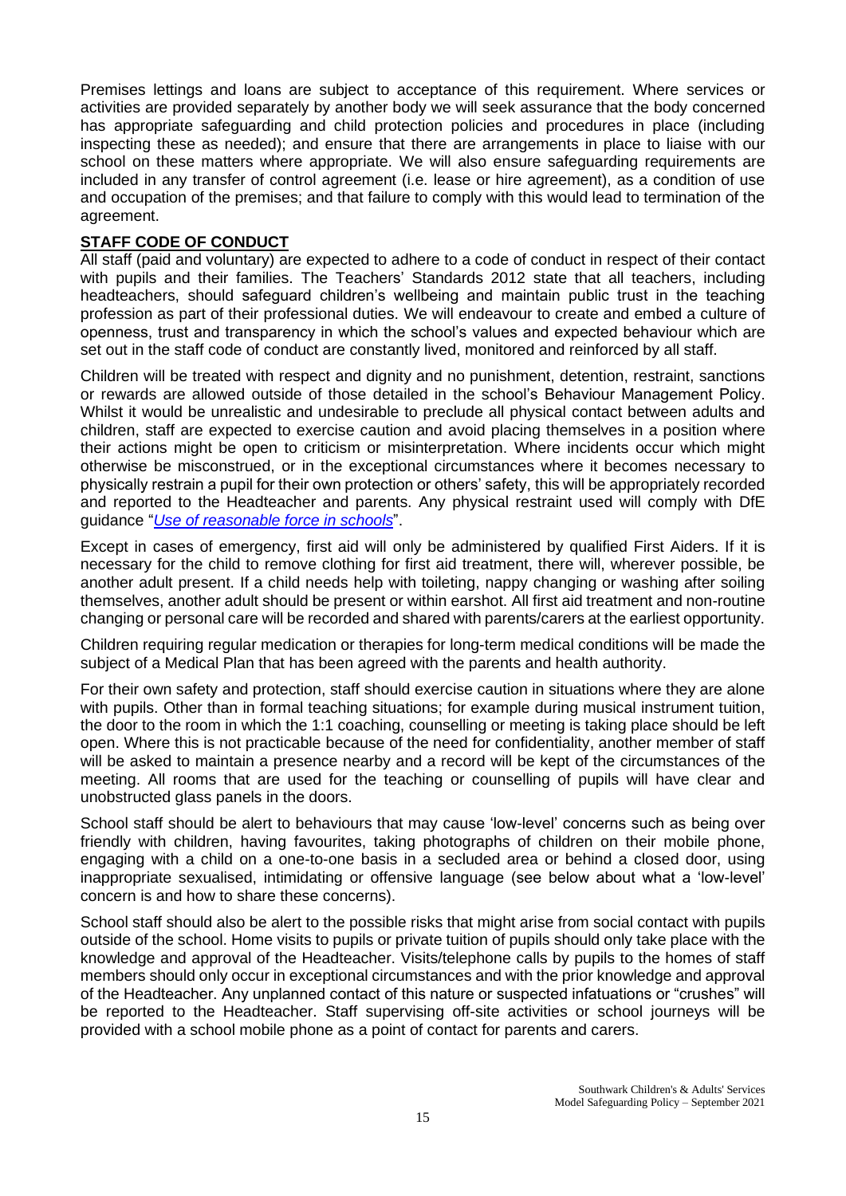Premises lettings and loans are subject to acceptance of this requirement. Where services or activities are provided separately by another body we will seek assurance that the body concerned has appropriate safeguarding and child protection policies and procedures in place (including inspecting these as needed); and ensure that there are arrangements in place to liaise with our school on these matters where appropriate. We will also ensure safeguarding requirements are included in any transfer of control agreement (i.e. lease or hire agreement), as a condition of use and occupation of the premises; and that failure to comply with this would lead to termination of the agreement.

## STAFF CODE OF CONDUCT

All staff (paid and voluntary) are expected to adhere to a code of conduct in respect of their contact with pupils and their families. The Teachers' Standards 2012 state that all teachers, including headteachers, should safeguard children's wellbeing and maintain public trust in the teaching profession as part of their professional duties. We will endeavour to create and embed a culture of openness, trust and transparency in which the school's values and expected behaviour which are set out in the staff code of conduct are constantly lived, monitored and reinforced by all staff.

Children will be treated with respect and dignity and no punishment, detention, restraint, sanctions or rewards are allowed outside of those detailed in the school's Behaviour Management Policy. Whilst it would be unrealistic and undesirable to preclude all physical contact between adults and children, staff are expected to exercise caution and avoid placing themselves in a position where their actions might be open to criticism or misinterpretation. Where incidents occur which might otherwise be misconstrued, or in the exceptional circumstances where it becomes necessary to physically restrain a pupil for their own protection or others' safety, this will be appropriately recorded and reported to the Headteacher and parents. Any physical restraint used will comply with DfE guidance "*Use of reasonable force in schools*".

Except in cases of emergency, first aid will only be administered by qualified First Aiders. If it is necessary for the child to remove clothing for first aid treatment, there will, wherever possible, be another adult present. If a child needs help with toileting, nappy changing or washing after soiling themselves, another adult should be present or within earshot. All first aid treatment and non-routine changing or personal care will be recorded and shared with parents/carers at the earliest opportunity.

Children requiring regular medication or therapies for long-term medical conditions will be made the subject of a Medical Plan that has been agreed with the parents and health authority.

For their own safety and protection, staff should exercise caution in situations where they are alone with pupils. Other than in formal teaching situations; for example during musical instrument tuition, the door to the room in which the 1:1 coaching, counselling or meeting is taking place should be left open. Where this is not practicable because of the need for confidentiality, another member of staff will be asked to maintain a presence nearby and a record will be kept of the circumstances of the meeting. All rooms that are used for the teaching or counselling of pupils will have clear and unobstructed glass panels in the doors.

School staff should be alert to behaviours that may cause 'low-level' concerns such as being over friendly with children, having favourites, taking photographs of children on their mobile phone, engaging with a child on a one-to-one basis in a secluded area or behind a closed door, using inappropriate sexualised, intimidating or offensive language (see below about what a 'low-level' concern is and how to share these concerns).

School staff should also be alert to the possible risks that might arise from social contact with pupils outside of the school. Home visits to pupils or private tuition of pupils should only take place with the knowledge and approval of the Headteacher. Visits/telephone calls by pupils to the homes of staff members should only occur in exceptional circumstances and with the prior knowledge and approval of the Headteacher. Any unplanned contact of this nature or suspected infatuations or "crushes" will be reported to the Headteacher. Staff supervising off-site activities or school journeys will be provided with a school mobile phone as a point of contact for parents and carers.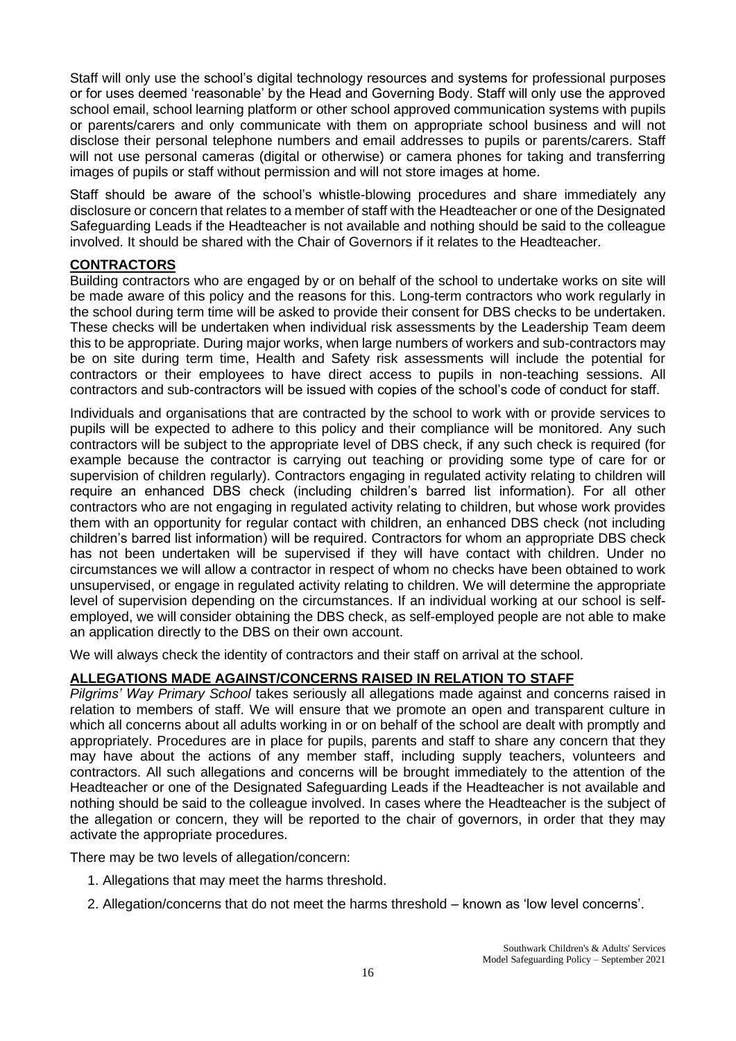Staff will only use the school's digital technology resources and systems for professional purposes or for uses deemed 'reasonable' by the Head and Governing Body. Staff will only use the approved school email, school learning platform or other school approved communication systems with pupils or parents/carers and only communicate with them on appropriate school business and will not disclose their personal telephone numbers and email addresses to pupils or parents/carers. Staff will not use personal cameras (digital or otherwise) or camera phones for taking and transferring images of pupils or staff without permission and will not store images at home.

Staff should be aware of the school's whistle-blowing procedures and share immediately any disclosure or concern that relates to a member of staff with the Headteacher or one of the Designated Safeguarding Leads if the Headteacher is not available and nothing should be said to the colleague involved. It should be shared with the Chair of Governors if it relates to the Headteacher.

## CONTRACTORS

Building contractors who are engaged by or on behalf of the school to undertake works on site will be made aware of this policy and the reasons for this. Long-term contractors who work regularly in the school during term time will be asked to provide their consent for DBS checks to be undertaken. These checks will be undertaken when individual risk assessments by the Leadership Team deem this to be appropriate. During major works, when large numbers of workers and sub-contractors may be on site during term time, Health and Safety risk assessments will include the potential for contractors or their employees to have direct access to pupils in non-teaching sessions. All contractors and sub-contractors will be issued with copies of the school's code of conduct for staff.

Individuals and organisations that are contracted by the school to work with or provide services to pupils will be expected to adhere to this policy and their compliance will be monitored. Any such contractors will be subject to the appropriate level of DBS check, if any such check is required (for example because the contractor is carrying out teaching or providing some type of care for or supervision of children regularly). Contractors engaging in regulated activity relating to children will require an enhanced DBS check (including children's barred list information). For all other contractors who are not engaging in regulated activity relating to children, but whose work provides them with an opportunity for regular contact with children, an enhanced DBS check (not including children's barred list information) will be required. Contractors for whom an appropriate DBS check has not been undertaken will be supervised if they will have contact with children. Under no circumstances we will allow a contractor in respect of whom no checks have been obtained to work unsupervised, or engage in regulated activity relating to children. We will determine the appropriate level of supervision depending on the circumstances. If an individual working at our school is self-employed, we will consider obtaining the DBS check, as self-employed people are not able to make an application directly to the DBS on their own account.

We will always check the identity of contractors and their staff on arrival at the school.

## ALLEGATIONS MADE AGAINST/CONCERNS RAISED IN RELATION TO STAFF

*Pilgrims' Way Primary School* takes seriously all allegations made against and concerns raised in relation to members of staff. We will ensure that we promote an open and transparent culture in which all concerns about all adults working in or on behalf of the school are dealt with promptly and appropriately. Procedures are in place for pupils, parents and staff to share any concern that they may have about the actions of any member staff, including supply teachers, volunteers and contractors. All such allegations and concerns will be brought immediately to the attention of the Headteacher or one of the Designated Safeguarding Leads if the Headteacher is not available and nothing should be said to the colleague involved. In cases where the Headteacher is the subject of the allegation or concern, they will be reported to the chair of governors, in order that they may activate the appropriate procedures.

There may be two levels of allegation/concern:

1. Allegations that may meet the harms threshold.
2. Allegation/concerns that do not meet the harms threshold – known as 'low level concerns'.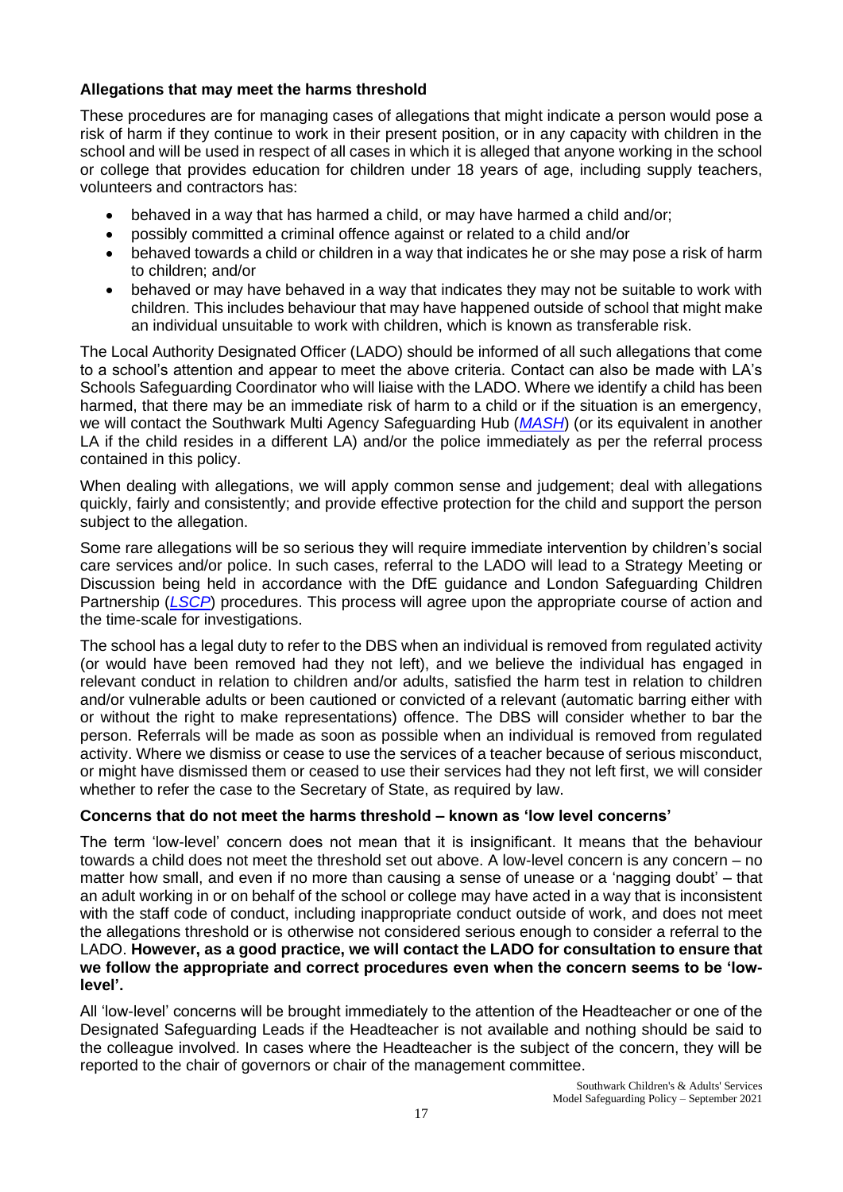**Allegations that may meet the harms threshold**

These procedures are for managing cases of allegations that might indicate a person would pose a risk of harm if they continue to work in their present position, or in any capacity with children in the school and will be used in respect of all cases in which it is alleged that anyone working in the school or college that provides education for children under 18 years of age, including supply teachers, volunteers and contractors has:

- behaved in a way that has harmed a child, or may have harmed a child and/or;
- possibly committed a criminal offence against or related to a child and/or
- behaved towards a child or children in a way that indicates he or she may pose a risk of harm to children; and/or
- behaved or may have behaved in a way that indicates they may not be suitable to work with children. This includes behaviour that may have happened outside of school that might make an individual unsuitable to work with children, which is known as transferable risk.

The Local Authority Designated Officer (LADO) should be informed of all such allegations that come to a school's attention and appear to meet the above criteria. Contact can also be made with LA's Schools Safeguarding Coordinator who will liaise with the LADO. Where we identify a child has been harmed, that there may be an immediate risk of harm to a child or if the situation is an emergency, we will contact the Southwark Multi Agency Safeguarding Hub (*MASH*) (or its equivalent in another LA if the child resides in a different LA) and/or the police immediately as per the referral process contained in this policy.

When dealing with allegations, we will apply common sense and judgement; deal with allegations quickly, fairly and consistently; and provide effective protection for the child and support the person subject to the allegation.

Some rare allegations will be so serious they will require immediate intervention by children's social care services and/or police. In such cases, referral to the LADO will lead to a Strategy Meeting or Discussion being held in accordance with the DfE guidance and London Safeguarding Children Partnership (*LSCP*) procedures. This process will agree upon the appropriate course of action and the time-scale for investigations.

The school has a legal duty to refer to the DBS when an individual is removed from regulated activity (or would have been removed had they not left), and we believe the individual has engaged in relevant conduct in relation to children and/or adults, satisfied the harm test in relation to children and/or vulnerable adults or been cautioned or convicted of a relevant (automatic barring either with or without the right to make representations) offence. The DBS will consider whether to bar the person. Referrals will be made as soon as possible when an individual is removed from regulated activity. Where we dismiss or cease to use the services of a teacher because of serious misconduct, or might have dismissed them or ceased to use their services had they not left first, we will consider whether to refer the case to the Secretary of State, as required by law.

**Concerns that do not meet the harms threshold – known as 'low level concerns'**

The term 'low-level' concern does not mean that it is insignificant. It means that the behaviour towards a child does not meet the threshold set out above. A low-level concern is any concern – no matter how small, and even if no more than causing a sense of unease or a 'nagging doubt' – that an adult working in or on behalf of the school or college may have acted in a way that is inconsistent with the staff code of conduct, including inappropriate conduct outside of work, and does not meet the allegations threshold or is otherwise not considered serious enough to consider a referral to the LADO. **However, as a good practice, we will contact the LADO for consultation to ensure that we follow the appropriate and correct procedures even when the concern seems to be 'low-level'.**

All 'low-level' concerns will be brought immediately to the attention of the Headteacher or one of the Designated Safeguarding Leads if the Headteacher is not available and nothing should be said to the colleague involved. In cases where the Headteacher is the subject of the concern, they will be reported to the chair of governors or chair of the management committee.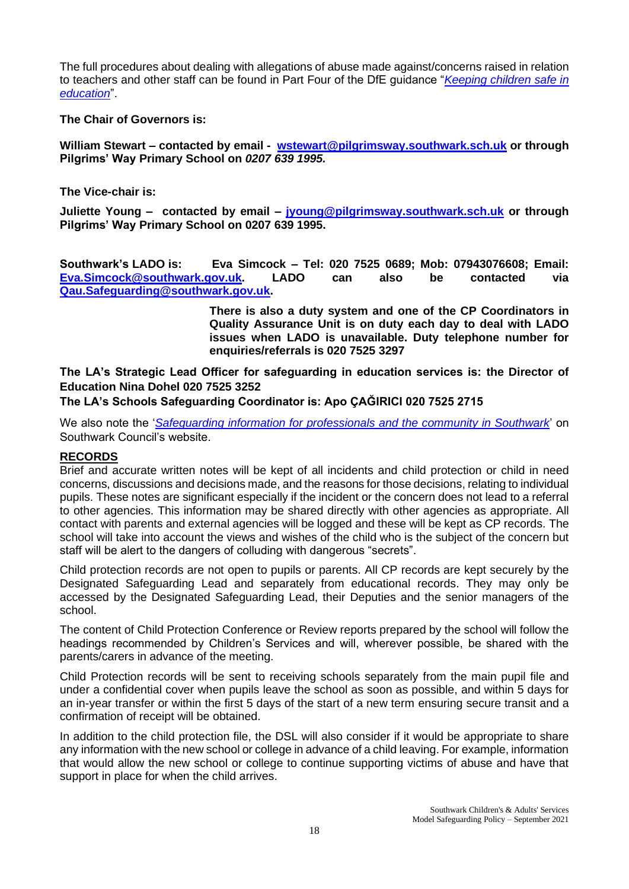The full procedures about dealing with allegations of abuse made against/concerns raised in relation to teachers and other staff can be found in Part Four of the DfE guidance "*Keeping children safe in education*".

**The Chair of Governors is:**

**William Stewart – contacted by email - wstewart@pilgrimsway.southwark.sch.uk or through Pilgrims' Way Primary School on *0207 639 1995.***

**The Vice-chair is:**

**Juliette Young – contacted by email – jyoung@pilgrimsway.southwark.sch.uk or through Pilgrims' Way Primary School on 0207 639 1995.**

**Southwark's LADO is: Eva Simcock – Tel: 020 7525 0689; Mob: 07943076608; Email: Eva.Simcock@southwark.gov.uk. LADO can also be contacted via Qau.Safeguarding@southwark.gov.uk.**

**There is also a duty system and one of the CP Coordinators in Quality Assurance Unit is on duty each day to deal with LADO issues when LADO is unavailable. Duty telephone number for enquiries/referrals is 020 7525 3297**

**The LA's Strategic Lead Officer for safeguarding in education services is: the Director of Education Nina Dohel 020 7525 3252**

**The LA's Schools Safeguarding Coordinator is: Apo ÇAĞIRICI 020 7525 2715**

We also note the '*Safeguarding information for professionals and the community in Southwark*' on Southwark Council's website.

## RECORDS

Brief and accurate written notes will be kept of all incidents and child protection or child in need concerns, discussions and decisions made, and the reasons for those decisions, relating to individual pupils. These notes are significant especially if the incident or the concern does not lead to a referral to other agencies. This information may be shared directly with other agencies as appropriate. All contact with parents and external agencies will be logged and these will be kept as CP records. The school will take into account the views and wishes of the child who is the subject of the concern but staff will be alert to the dangers of colluding with dangerous "secrets".

Child protection records are not open to pupils or parents. All CP records are kept securely by the Designated Safeguarding Lead and separately from educational records. They may only be accessed by the Designated Safeguarding Lead, their Deputies and the senior managers of the school.

The content of Child Protection Conference or Review reports prepared by the school will follow the headings recommended by Children's Services and will, wherever possible, be shared with the parents/carers in advance of the meeting.

Child Protection records will be sent to receiving schools separately from the main pupil file and under a confidential cover when pupils leave the school as soon as possible, and within 5 days for an in-year transfer or within the first 5 days of the start of a new term ensuring secure transit and a confirmation of receipt will be obtained.

In addition to the child protection file, the DSL will also consider if it would be appropriate to share any information with the new school or college in advance of a child leaving. For example, information that would allow the new school or college to continue supporting victims of abuse and have that support in place for when the child arrives.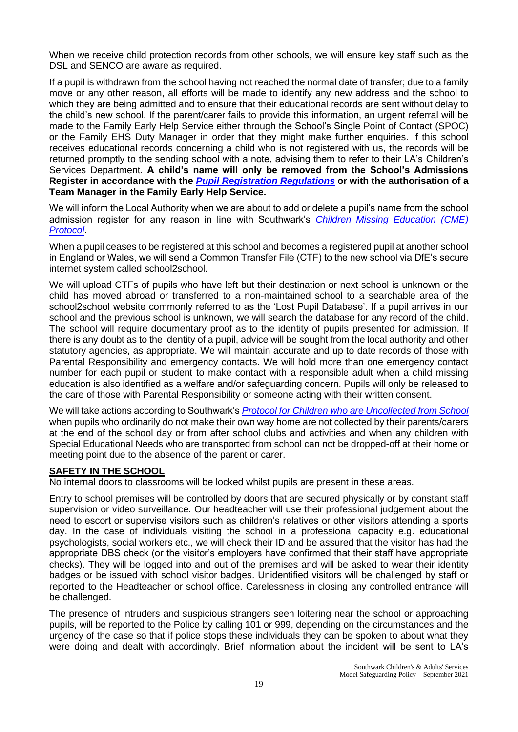When we receive child protection records from other schools, we will ensure key staff such as the DSL and SENCO are aware as required.

If a pupil is withdrawn from the school having not reached the normal date of transfer; due to a family move or any other reason, all efforts will be made to identify any new address and the school to which they are being admitted and to ensure that their educational records are sent without delay to the child's new school. If the parent/carer fails to provide this information, an urgent referral will be made to the Family Early Help Service either through the School's Single Point of Contact (SPOC) or the Family EHS Duty Manager in order that they might make further enquiries. If this school receives educational records concerning a child who is not registered with us, the records will be returned promptly to the sending school with a note, advising them to refer to their LA's Children's Services Department. **A child's name will only be removed from the School's Admissions Register in accordance with the *Pupil Registration Regulations* or with the authorisation of a Team Manager in the Family Early Help Service.**

We will inform the Local Authority when we are about to add or delete a pupil's name from the school admission register for any reason in line with Southwark's *Children Missing Education (CME) Protocol*.

When a pupil ceases to be registered at this school and becomes a registered pupil at another school in England or Wales, we will send a Common Transfer File (CTF) to the new school via DfE's secure internet system called school2school.

We will upload CTFs of pupils who have left but their destination or next school is unknown or the child has moved abroad or transferred to a non-maintained school to a searchable area of the school2school website commonly referred to as the 'Lost Pupil Database'. If a pupil arrives in our school and the previous school is unknown, we will search the database for any record of the child. The school will require documentary proof as to the identity of pupils presented for admission. If there is any doubt as to the identity of a pupil, advice will be sought from the local authority and other statutory agencies, as appropriate. We will maintain accurate and up to date records of those with Parental Responsibility and emergency contacts. We will hold more than one emergency contact number for each pupil or student to make contact with a responsible adult when a child missing education is also identified as a welfare and/or safeguarding concern. Pupils will only be released to the care of those with Parental Responsibility or someone acting with their written consent.

We will take actions according to Southwark's *Protocol for Children who are Uncollected from School* when pupils who ordinarily do not make their own way home are not collected by their parents/carers at the end of the school day or from after school clubs and activities and when any children with Special Educational Needs who are transported from school can not be dropped-off at their home or meeting point due to the absence of the parent or carer.

## SAFETY IN THE SCHOOL

No internal doors to classrooms will be locked whilst pupils are present in these areas.

Entry to school premises will be controlled by doors that are secured physically or by constant staff supervision or video surveillance. Our headteacher will use their professional judgement about the need to escort or supervise visitors such as children's relatives or other visitors attending a sports day. In the case of individuals visiting the school in a professional capacity e.g. educational psychologists, social workers etc., we will check their ID and be assured that the visitor has had the appropriate DBS check (or the visitor's employers have confirmed that their staff have appropriate checks). They will be logged into and out of the premises and will be asked to wear their identity badges or be issued with school visitor badges. Unidentified visitors will be challenged by staff or reported to the Headteacher or school office. Carelessness in closing any controlled entrance will be challenged.

The presence of intruders and suspicious strangers seen loitering near the school or approaching pupils, will be reported to the Police by calling 101 or 999, depending on the circumstances and the urgency of the case so that if police stops these individuals they can be spoken to about what they were doing and dealt with accordingly. Brief information about the incident will be sent to LA's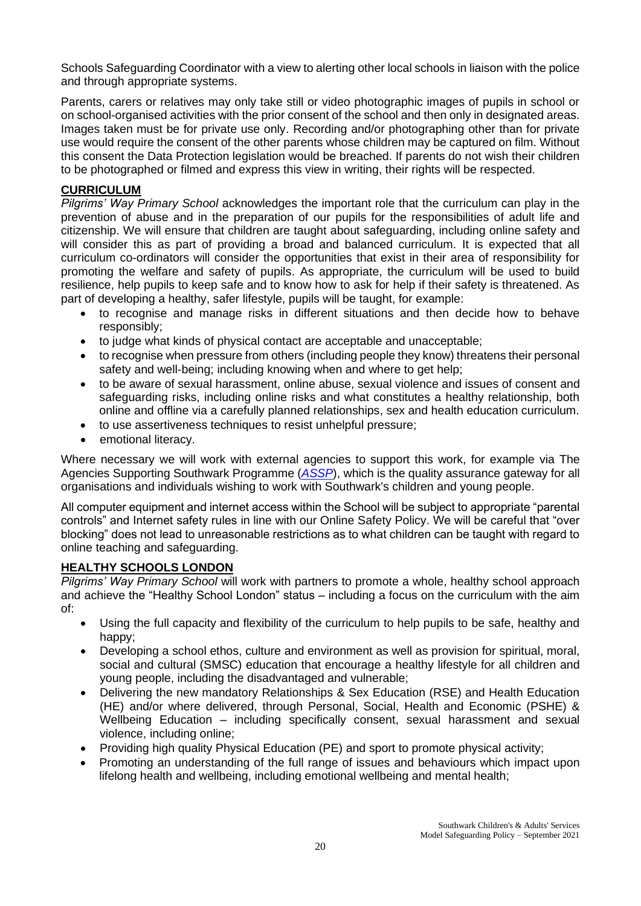Schools Safeguarding Coordinator with a view to alerting other local schools in liaison with the police and through appropriate systems.

Parents, carers or relatives may only take still or video photographic images of pupils in school or on school-organised activities with the prior consent of the school and then only in designated areas. Images taken must be for private use only. Recording and/or photographing other than for private use would require the consent of the other parents whose children may be captured on film. Without this consent the Data Protection legislation would be breached. If parents do not wish their children to be photographed or filmed and express this view in writing, their rights will be respected.

## CURRICULUM

*Pilgrims' Way Primary School* acknowledges the important role that the curriculum can play in the prevention of abuse and in the preparation of our pupils for the responsibilities of adult life and citizenship. We will ensure that children are taught about safeguarding, including online safety and will consider this as part of providing a broad and balanced curriculum. It is expected that all curriculum co-ordinators will consider the opportunities that exist in their area of responsibility for promoting the welfare and safety of pupils. As appropriate, the curriculum will be used to build resilience, help pupils to keep safe and to know how to ask for help if their safety is threatened. As part of developing a healthy, safer lifestyle, pupils will be taught, for example:

- to recognise and manage risks in different situations and then decide how to behave responsibly;
- to judge what kinds of physical contact are acceptable and unacceptable;
- to recognise when pressure from others (including people they know) threatens their personal safety and well-being; including knowing when and where to get help;
- to be aware of sexual harassment, online abuse, sexual violence and issues of consent and safeguarding risks, including online risks and what constitutes a healthy relationship, both online and offline via a carefully planned relationships, sex and health education curriculum.
- to use assertiveness techniques to resist unhelpful pressure;
- emotional literacy.

Where necessary we will work with external agencies to support this work, for example via The Agencies Supporting Southwark Programme (*ASSP*), which is the quality assurance gateway for all organisations and individuals wishing to work with Southwark's children and young people.

All computer equipment and internet access within the School will be subject to appropriate "parental controls" and Internet safety rules in line with our Online Safety Policy. We will be careful that "over blocking" does not lead to unreasonable restrictions as to what children can be taught with regard to online teaching and safeguarding.

## HEALTHY SCHOOLS LONDON

*Pilgrims' Way Primary School* will work with partners to promote a whole, healthy school approach and achieve the "Healthy School London" status – including a focus on the curriculum with the aim of:

- Using the full capacity and flexibility of the curriculum to help pupils to be safe, healthy and happy;
- Developing a school ethos, culture and environment as well as provision for spiritual, moral, social and cultural (SMSC) education that encourage a healthy lifestyle for all children and young people, including the disadvantaged and vulnerable;
- Delivering the new mandatory Relationships & Sex Education (RSE) and Health Education (HE) and/or where delivered, through Personal, Social, Health and Economic (PSHE) & Wellbeing Education – including specifically consent, sexual harassment and sexual violence, including online;
- Providing high quality Physical Education (PE) and sport to promote physical activity;
- Promoting an understanding of the full range of issues and behaviours which impact upon lifelong health and wellbeing, including emotional wellbeing and mental health;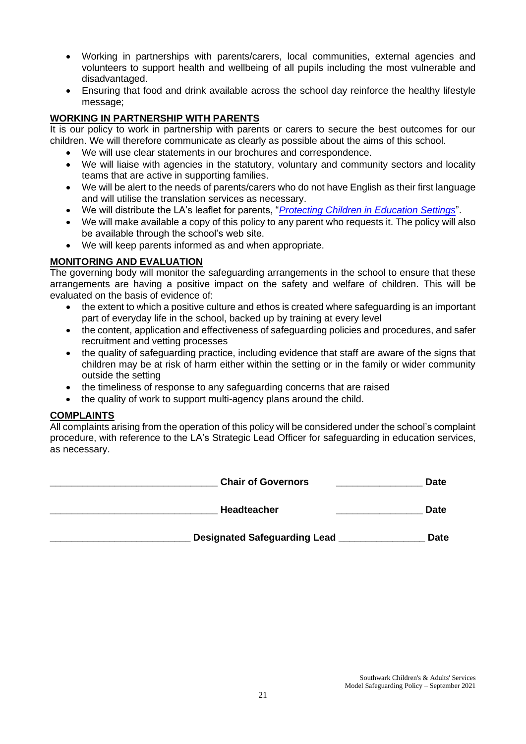- Working in partnerships with parents/carers, local communities, external agencies and volunteers to support health and wellbeing of all pupils including the most vulnerable and disadvantaged.
- Ensuring that food and drink available across the school day reinforce the healthy lifestyle message;

## WORKING IN PARTNERSHIP WITH PARENTS

It is our policy to work in partnership with parents or carers to secure the best outcomes for our children. We will therefore communicate as clearly as possible about the aims of this school.

- We will use clear statements in our brochures and correspondence.
- We will liaise with agencies in the statutory, voluntary and community sectors and locality teams that are active in supporting families.
- We will be alert to the needs of parents/carers who do not have English as their first language and will utilise the translation services as necessary.
- We will distribute the LA's leaflet for parents, "*Protecting Children in Education Settings*".
- We will make available a copy of this policy to any parent who requests it. The policy will also be available through the school's web site.
- We will keep parents informed as and when appropriate.

## MONITORING AND EVALUATION

The governing body will monitor the safeguarding arrangements in the school to ensure that these arrangements are having a positive impact on the safety and welfare of children. This will be evaluated on the basis of evidence of:

- the extent to which a positive culture and ethos is created where safeguarding is an important part of everyday life in the school, backed up by training at every level
- the content, application and effectiveness of safeguarding policies and procedures, and safer recruitment and vetting processes
- the quality of safeguarding practice, including evidence that staff are aware of the signs that children may be at risk of harm either within the setting or in the family or wider community outside the setting
- the timeliness of response to any safeguarding concerns that are raised
- the quality of work to support multi-agency plans around the child.

## COMPLAINTS

All complaints arising from the operation of this policy will be considered under the school's complaint procedure, with reference to the LA's Strategic Lead Officer for safeguarding in education services, as necessary.

______________________________ **Chair of Governors** _______________ **Date**

______________________________ **Headteacher** _______________ **Date**

_________________________ **Designated Safeguarding Lead** _______________ **Date**

Southwark Children's & Adults' Services
Model Safeguarding Policy – September 2021